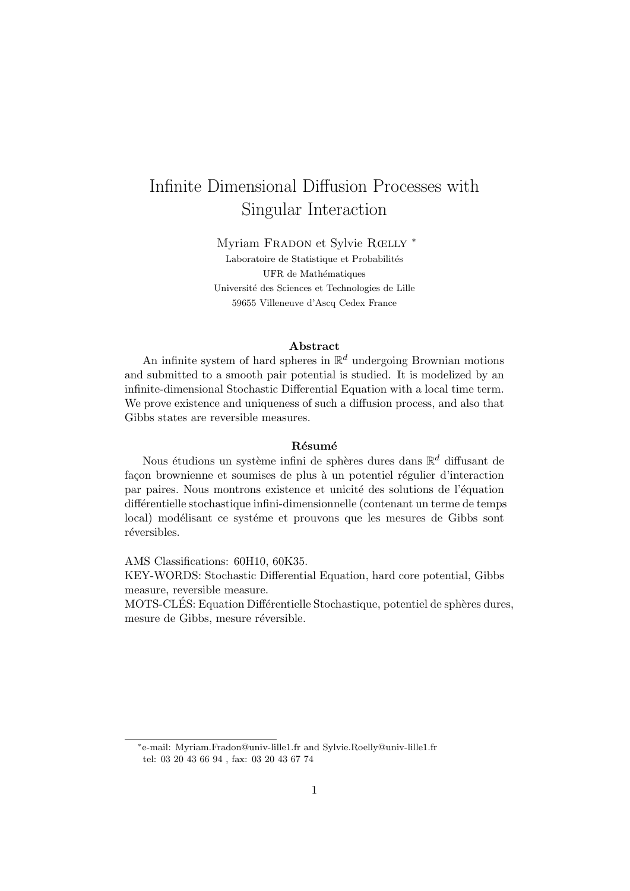# Infinite Dimensional Diffusion Processes with Singular Interaction

Myriam Fradon et Sylvie Rœlly [*]

Laboratoire de Statistique et Probabilités
UFR de Mathématiques
Université des Sciences et Technologies de Lille
59655 Villeneuve d'Ascq Cedex France

### Abstract

An infinite system of hard spheres in $\mathbb{R}^d$ undergoing Brownian motions and submitted to a smooth pair potential is studied. It is modelized by an infinite-dimensional Stochastic Differential Equation with a local time term. We prove existence and uniqueness of such a diffusion process, and also that Gibbs states are reversible measures.

### Résumé

Nous étudions un système infini de sphères dures dans $\mathbb{R}^d$ diffusant de façon brownienne et soumises de plus à un potentiel régulier d'interaction par paires. Nous montrons existence et unicité des solutions de l'équation différentielle stochastique infini-dimensionnelle (contenant un terme de temps local) modélisant ce systéme et prouvons que les mesures de Gibbs sont réversibles.

AMS Classifications: 60H10, 60K35.
KEY-WORDS: Stochastic Differential Equation, hard core potential, Gibbs measure, reversible measure.
MOTS-CLÉS: Equation Différentielle Stochastique, potentiel de sphères dures, mesure de Gibbs, mesure réversible.

[*] e-mail: Myriam.Fradon@univ-lille1.fr and Sylvie.Roelly@univ-lille1.fr
tel: 03 20 43 66 94 , fax: 03 20 43 67 74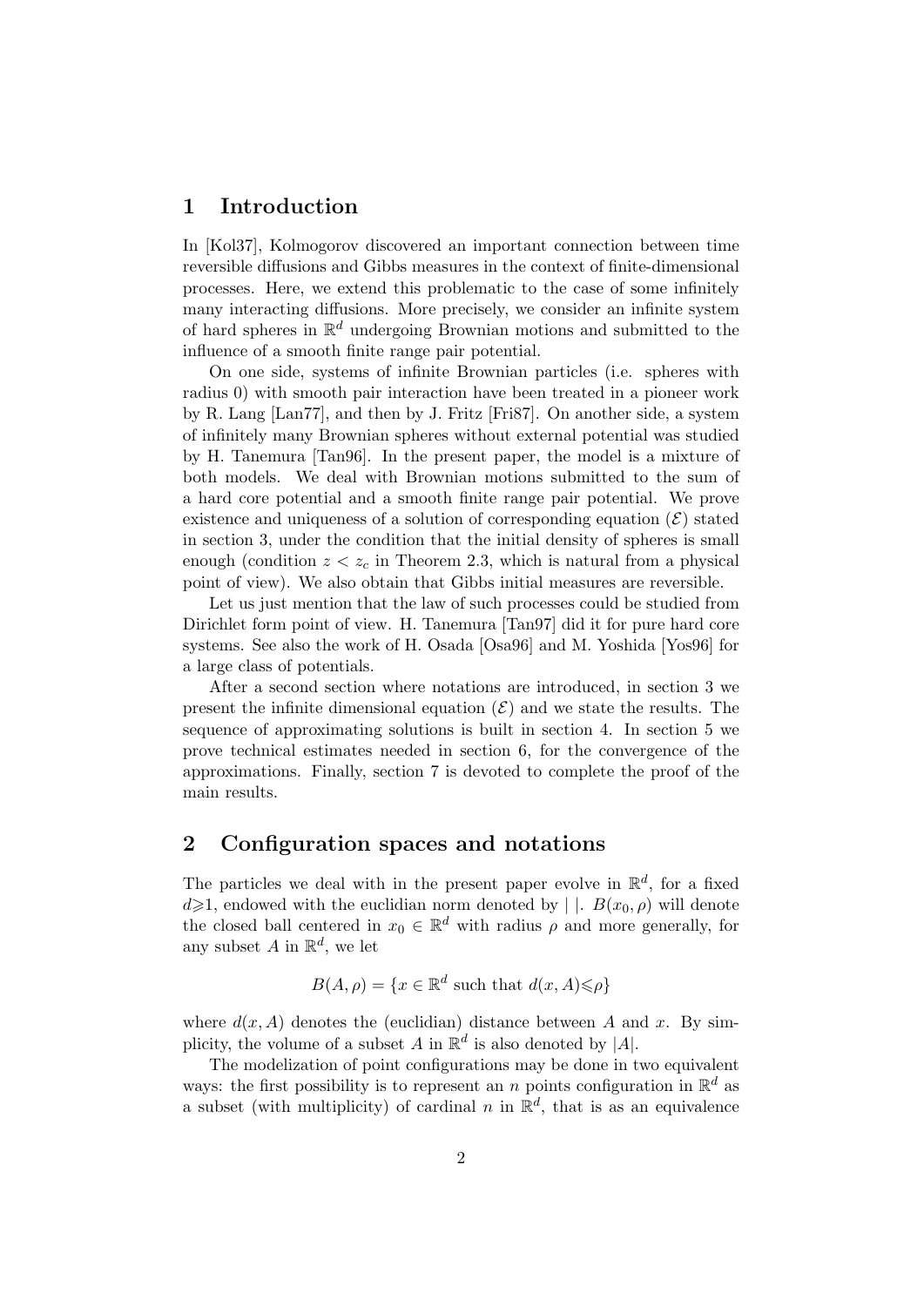## 1 Introduction

In [Kol37], Kolmogorov discovered an important connection between time reversible diffusions and Gibbs measures in the context of finite-dimensional processes. Here, we extend this problematic to the case of some infinitely many interacting diffusions. More precisely, we consider an infinite system of hard spheres in $\mathbb{R}^d$ undergoing Brownian motions and submitted to the influence of a smooth finite range pair potential.

On one side, systems of infinite Brownian particles (i.e. spheres with radius 0) with smooth pair interaction have been treated in a pioneer work by R. Lang [Lan77], and then by J. Fritz [Fri87]. On another side, a system of infinitely many Brownian spheres without external potential was studied by H. Tanemura [Tan96]. In the present paper, the model is a mixture of both models. We deal with Brownian motions submitted to the sum of a hard core potential and a smooth finite range pair potential. We prove existence and uniqueness of a solution of corresponding equation $(\mathcal{E})$ stated in section 3, under the condition that the initial density of spheres is small enough (condition $z < z_c$ in Theorem 2.3, which is natural from a physical point of view). We also obtain that Gibbs initial measures are reversible.

Let us just mention that the law of such processes could be studied from Dirichlet form point of view. H. Tanemura [Tan97] did it for pure hard core systems. See also the work of H. Osada [Osa96] and M. Yoshida [Yos96] for a large class of potentials.

After a second section where notations are introduced, in section 3 we present the infinite dimensional equation $(\mathcal{E})$ and we state the results. The sequence of approximating solutions is built in section 4. In section 5 we prove technical estimates needed in section 6, for the convergence of the approximations. Finally, section 7 is devoted to complete the proof of the main results.

## 2 Configuration spaces and notations

The particles we deal with in the present paper evolve in $\mathbb{R}^d$, for a fixed $d \geqslant 1$, endowed with the euclidian norm denoted by $|\ |$. $B(x_0, \rho)$ will denote the closed ball centered in $x_0 \in \mathbb{R}^d$ with radius $\rho$ and more generally, for any subset $A$ in $\mathbb{R}^d$, we let

$$B(A, \rho) = \{x \in \mathbb{R}^d \text{ such that } d(x, A) \leqslant \rho\}$$

where $d(x, A)$ denotes the (euclidian) distance between $A$ and $x$. By simplicity, the volume of a subset $A$ in $\mathbb{R}^d$ is also denoted by $|A|$.

The modelization of point configurations may be done in two equivalent ways: the first possibility is to represent an $n$ points configuration in $\mathbb{R}^d$ as a subset (with multiplicity) of cardinal $n$ in $\mathbb{R}^d$, that is as an equivalence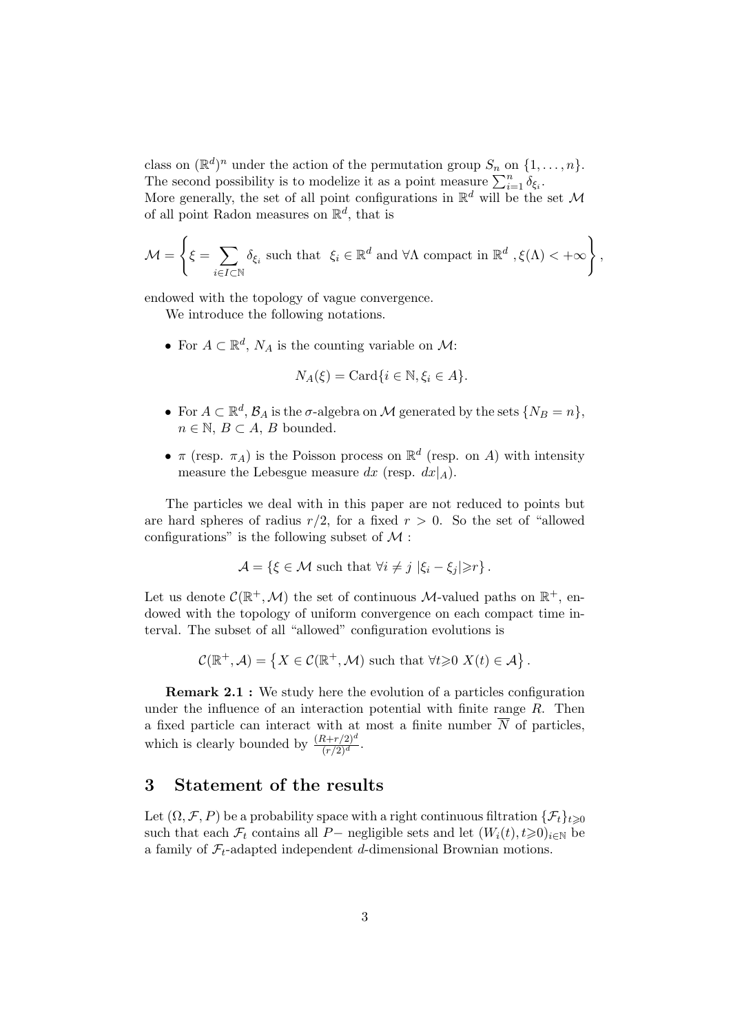class on $(\mathbb{R}^d)^n$ under the action of the permutation group $S_n$ on $\{1, \dots, n\}$. The second possibility is to modelize it as a point measure $\sum_{i=1}^n \delta_{\xi_i}$.
More generally, the set of all point configurations in $\mathbb{R}^d$ will be the set $\mathcal{M}$ of all point Radon measures on $\mathbb{R}^d$, that is

$$\mathcal{M} = \left\{ \xi = \sum_{i \in I \subset \mathbb{N}} \delta_{\xi_i} \text{ such that } \xi_i \in \mathbb{R}^d \text{ and } \forall \Lambda \text{ compact in } \mathbb{R}^d \text{ }, \xi(\Lambda) < +\infty \right\},$$

endowed with the topology of vague convergence.

We introduce the following notations.

- For $A \subset \mathbb{R}^d$, $N_A$ is the counting variable on $\mathcal{M}$:

$$N_A(\xi) = \text{Card}\{i \in \mathbb{N}, \xi_i \in A\}.$$

- For $A \subset \mathbb{R}^d$, $\mathcal{B}_A$ is the $\sigma$-algebra on $\mathcal{M}$ generated by the sets $\{N_B = n\}$, $n \in \mathbb{N}$, $B \subset A$, $B$ bounded.

- $\pi$ (resp. $\pi_A$) is the Poisson process on $\mathbb{R}^d$ (resp. on $A$) with intensity measure the Lebesgue measure $dx$ (resp. $dx|_A$).

The particles we deal with in this paper are not reduced to points but are hard spheres of radius $r/2$, for a fixed $r > 0$. So the set of "allowed configurations" is the following subset of $\mathcal{M}$ :

$$\mathcal{A} = \{\xi \in \mathcal{M} \text{ such that } \forall i \neq j \ |\xi_i - \xi_j| \geqslant r\}.$$

Let us denote $\mathcal{C}(\mathbb{R}^+, \mathcal{M})$ the set of continuous $\mathcal{M}$-valued paths on $\mathbb{R}^+$, endowed with the topology of uniform convergence on each compact time interval. The subset of all "allowed" configuration evolutions is

$$\mathcal{C}(\mathbb{R}^+, \mathcal{A}) = \left\{ X \in \mathcal{C}(\mathbb{R}^+, \mathcal{M}) \text{ such that } \forall t \geqslant 0 \ X(t) \in \mathcal{A} \right\}.$$

**Remark 2.1 :** We study here the evolution of a particles configuration under the influence of an interaction potential with finite range $R$. Then a fixed particle can interact with at most a finite number $\overline{N}$ of particles, which is clearly bounded by $\frac{(R+r/2)^d}{(r/2)^d}$.

# 3 Statement of the results

Let $(\Omega, \mathcal{F}, P)$ be a probability space with a right continuous filtration $\{\mathcal{F}_t\}_{t \geqslant 0}$ such that each $\mathcal{F}_t$ contains all $P-$ negligible sets and let $(W_i(t), t \geqslant 0)_{i \in \mathbb{N}}$ be a family of $\mathcal{F}_t$-adapted independent $d$-dimensional Brownian motions.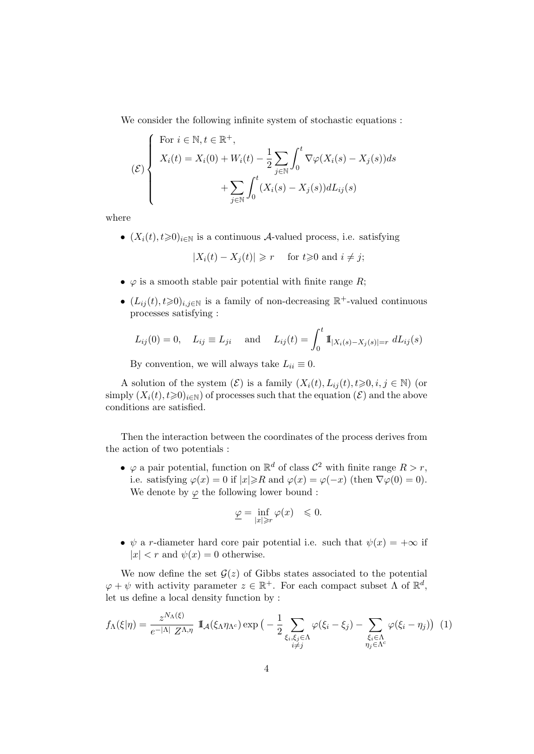We consider the following infinite system of stochastic equations :

$$
(\mathcal{E}) \left\{ \begin{array}{l} \text{For } i \in \mathbb{N}, t \in \mathbb{R}^+, \\ X_i(t) = X_i(0) + W_i(t) - \dfrac{1}{2} \displaystyle\sum_{j \in \mathbb{N}} \int_0^t \nabla\varphi(X_i(s) - X_j(s)) ds \\ \qquad\qquad\qquad + \displaystyle\sum_{j \in \mathbb{N}} \int_0^t (X_i(s) - X_j(s)) dL_{ij}(s) \end{array} \right.
$$

where

- $(X_i(t), t \geqslant 0)_{i \in \mathbb{N}}$ is a continuous $\mathcal{A}$-valued process, i.e. satisfying

$$
|X_i(t) - X_j(t)| \geqslant r \quad \text{ for } t \geqslant 0 \text{ and } i \neq j;
$$

- $\varphi$ is a smooth stable pair potential with finite range $R$;
- $(L_{ij}(t), t \geqslant 0)_{i,j \in \mathbb{N}}$ is a family of non-decreasing $\mathbb{R}^+$-valued continuous processes satisfying :

$$
L_{ij}(0) = 0, \quad L_{ij} \equiv L_{ji} \quad \text{ and } \quad L_{ij}(t) = \int_0^t \mathbb{1}_{|X_i(s) - X_j(s)| = r} \, dL_{ij}(s)
$$

  By convention, we will always take $L_{ii} \equiv 0$.

A solution of the system $(\mathcal{E})$ is a family $(X_i(t), L_{ij}(t), t \geqslant 0, i, j \in \mathbb{N})$ (or simply $(X_i(t), t \geqslant 0)_{i \in \mathbb{N}}$) of processes such that the equation $(\mathcal{E})$ and the above conditions are satisfied.

Then the interaction between the coordinates of the process derives from the action of two potentials :

- $\varphi$ a pair potential, function on $\mathbb{R}^d$ of class $\mathcal{C}^2$ with finite range $R > r$, i.e. satisfying $\varphi(x) = 0$ if $|x| \geqslant R$ and $\varphi(x) = \varphi(-x)$ (then $\nabla\varphi(0) = 0$). We denote by $\underline{\varphi}$ the following lower bound :

$$
\underline{\varphi} = \inf_{|x| \geqslant r} \varphi(x) \quad \leqslant 0.
$$

- $\psi$ a $r$-diameter hard core pair potential i.e. such that $\psi(x) = +\infty$ if $|x| < r$ and $\psi(x) = 0$ otherwise.

We now define the set $\mathcal{G}(z)$ of Gibbs states associated to the potential $\varphi + \psi$ with activity parameter $z \in \mathbb{R}^+$. For each compact subset $\Lambda$ of $\mathbb{R}^d$, let us define a local density function by :

$$
f_\Lambda(\xi|\eta) = \frac{z^{N_\Lambda(\xi)}}{e^{-|\Lambda|} \; Z^{\Lambda,\eta}} \; \mathbb{1}_{\mathcal{A}}(\xi_\Lambda \eta_{\Lambda^c}) \exp\big( - \frac{1}{2} \sum_{\substack{\xi_i, \xi_j \in \Lambda \\ i \neq j}} \varphi(\xi_i - \xi_j) - \sum_{\substack{\xi_i \in \Lambda \\ \eta_j \in \Lambda^c}} \varphi(\xi_i - \eta_j) \big) \quad (1)
$$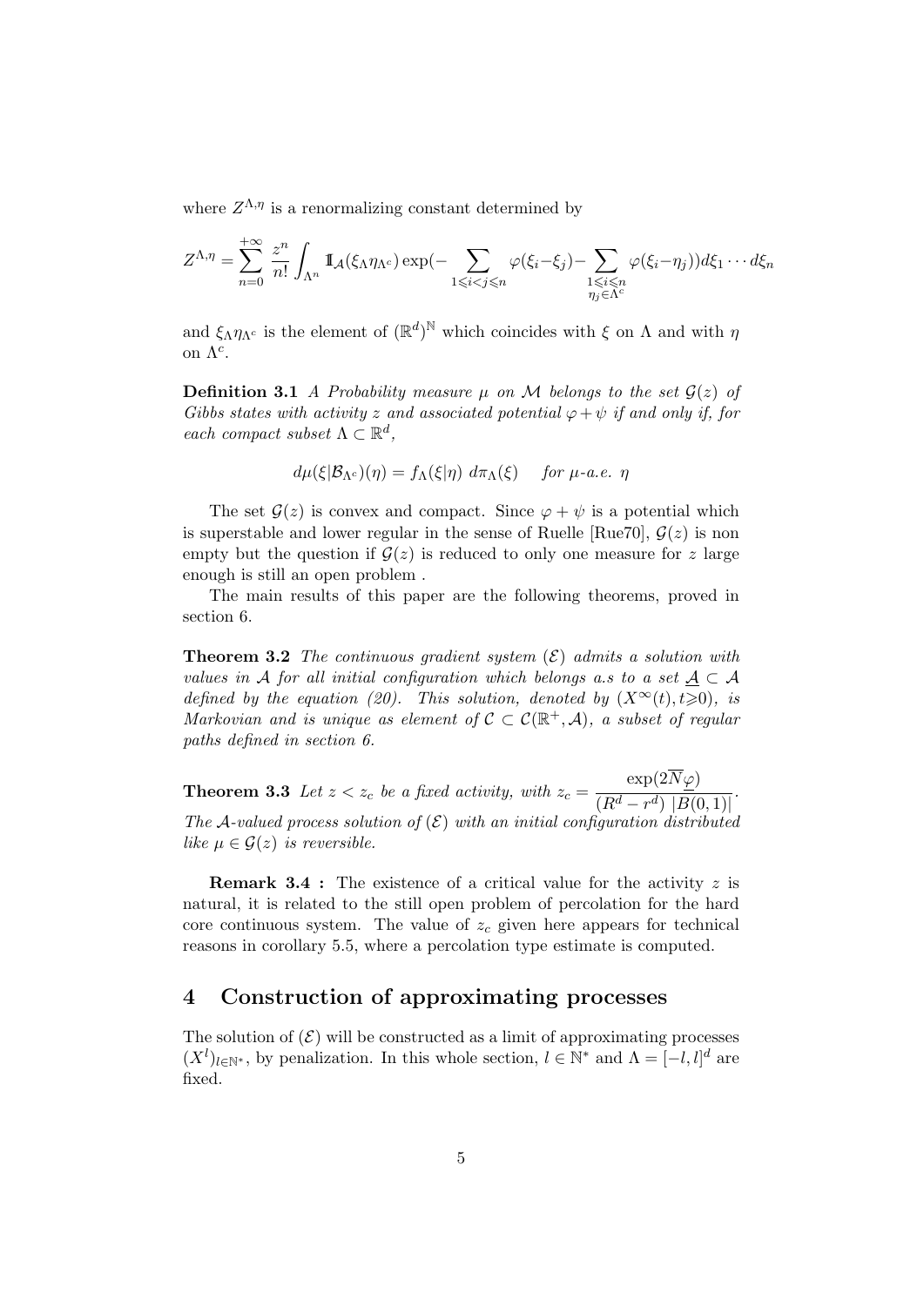where $Z^{\Lambda,\eta}$ is a renormalizing constant determined by

$$Z^{\Lambda,\eta} = \sum_{n=0}^{+\infty} \frac{z^n}{n!} \int_{\Lambda^n} \mathbb{1}_{\mathcal{A}}(\xi_\Lambda \eta_{\Lambda^c}) \exp(-\sum_{1 \leqslant i < j \leqslant n} \varphi(\xi_i - \xi_j) - \sum_{\substack{1 \leqslant i \leqslant n \\ \eta_j \in \Lambda^c}} \varphi(\xi_i - \eta_j)) d\xi_1 \cdots d\xi_n$$

and $\xi_\Lambda \eta_{\Lambda^c}$ is the element of $(\mathbb{R}^d)^{\mathbb{N}}$ which coincides with $\xi$ on $\Lambda$ and with $\eta$ on $\Lambda^c$.

**Definition 3.1** *A Probability measure $\mu$ on $\mathcal{M}$ belongs to the set $\mathcal{G}(z)$ of Gibbs states with activity $z$ and associated potential $\varphi + \psi$ if and only if, for each compact subset $\Lambda \subset \mathbb{R}^d$,*

$$d\mu(\xi | \mathcal{B}_{\Lambda^c})(\eta) = f_\Lambda(\xi|\eta) \; d\pi_\Lambda(\xi) \quad \text{for } \mu\text{-a.e. } \eta$$

The set $\mathcal{G}(z)$ is convex and compact. Since $\varphi + \psi$ is a potential which is superstable and lower regular in the sense of Ruelle [Rue70], $\mathcal{G}(z)$ is non empty but the question if $\mathcal{G}(z)$ is reduced to only one measure for $z$ large enough is still an open problem .

The main results of this paper are the following theorems, proved in section 6.

**Theorem 3.2** *The continuous gradient system $(\mathcal{E})$ admits a solution with values in $\mathcal{A}$ for all initial configuration which belongs a.s to a set $\underline{\mathcal{A}} \subset \mathcal{A}$ defined by the equation (20). This solution, denoted by $(X^\infty(t), t \geqslant 0)$, is Markovian and is unique as element of $\mathcal{C} \subset \mathcal{C}(\mathbb{R}^+, \mathcal{A})$, a subset of regular paths defined in section 6.*

**Theorem 3.3** *Let $z < z_c$ be a fixed activity, with $z_c = \dfrac{\exp(2\overline{N}\underline{\varphi})}{(R^d - r^d) \; |B(0,1)|}$. The $\mathcal{A}$-valued process solution of $(\mathcal{E})$ with an initial configuration distributed like $\mu \in \mathcal{G}(z)$ is reversible.*

**Remark 3.4 :** The existence of a critical value for the activity $z$ is natural, it is related to the still open problem of percolation for the hard core continuous system. The value of $z_c$ given here appears for technical reasons in corollary 5.5, where a percolation type estimate is computed.

## 4 Construction of approximating processes

The solution of $(\mathcal{E})$ will be constructed as a limit of approximating processes $(X^l)_{l \in \mathbb{N}^*}$, by penalization. In this whole section, $l \in \mathbb{N}^*$ and $\Lambda = [-l, l]^d$ are fixed.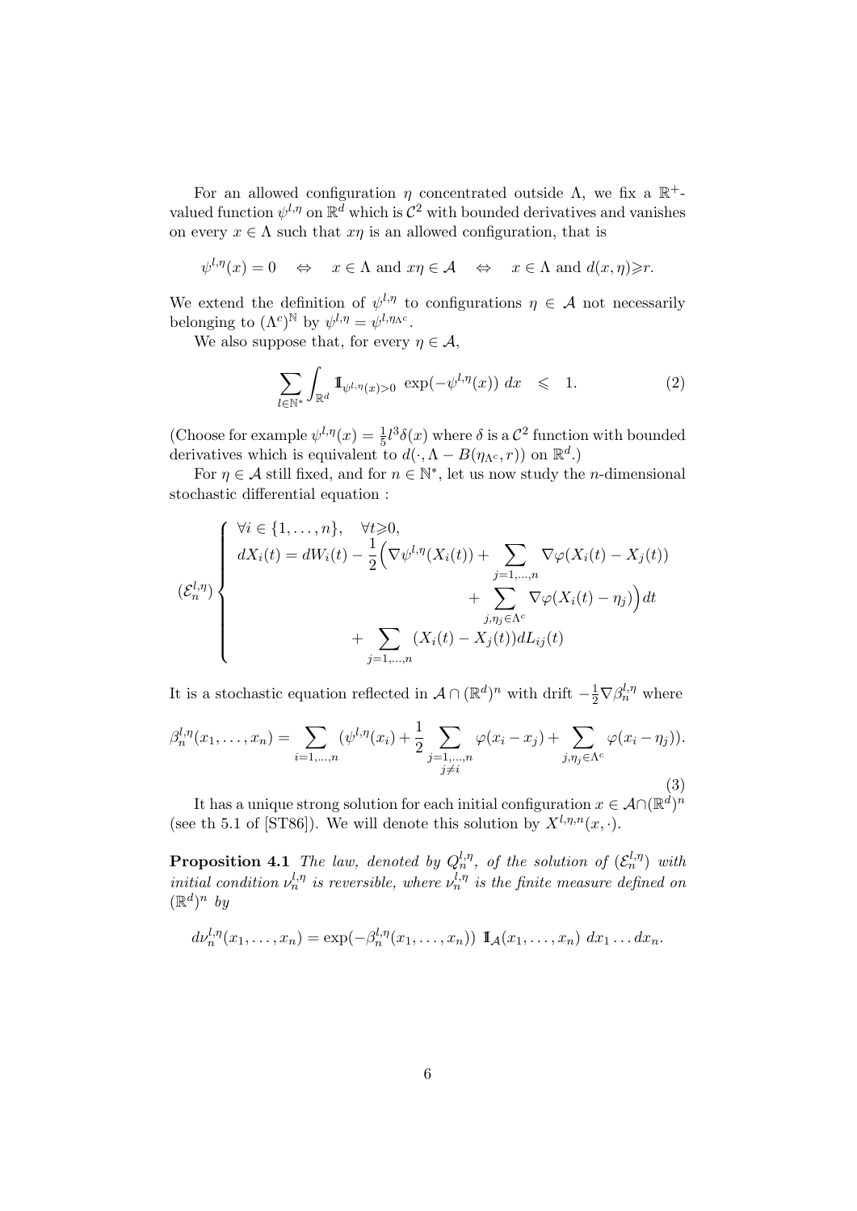For an allowed configuration $\eta$ concentrated outside $\Lambda$, we fix a $\mathbb{R}^+$-valued function $\psi^{l,\eta}$ on $\mathbb{R}^d$ which is $\mathcal{C}^2$ with bounded derivatives and vanishes on every $x \in \Lambda$ such that $x\eta$ is an allowed configuration, that is

$$\psi^{l,\eta}(x) = 0 \quad \Leftrightarrow \quad x \in \Lambda \text{ and } x\eta \in \mathcal{A} \quad \Leftrightarrow \quad x \in \Lambda \text{ and } d(x,\eta) \geqslant r.$$

We extend the definition of $\psi^{l,\eta}$ to configurations $\eta \in \mathcal{A}$ not necessarily belonging to $(\Lambda^c)^{\mathbb{N}}$ by $\psi^{l,\eta} = \psi^{l,\eta_{\Lambda^c}}$.

We also suppose that, for every $\eta \in \mathcal{A}$,

$$\sum_{l \in \mathbb{N}^*} \int_{\mathbb{R}^d} \mathbb{1}_{\psi^{l,\eta}(x)>0} \ \exp(-\psi^{l,\eta}(x)) \ dx \quad \leqslant \quad 1. \tag{2}$$

(Choose for example $\psi^{l,\eta}(x) = \frac{1}{5} l^3 \delta(x)$ where $\delta$ is a $\mathcal{C}^2$ function with bounded derivatives which is equivalent to $d(\cdot, \Lambda - B(\eta_{\Lambda^c}, r))$ on $\mathbb{R}^d$.)

For $\eta \in \mathcal{A}$ still fixed, and for $n \in \mathbb{N}^*$, let us now study the $n$-dimensional stochastic differential equation :

$$(\mathcal{E}_n^{l,\eta}) \left\{ \begin{array}{l} \forall i \in \{1, \ldots, n\}, \quad \forall t \geqslant 0, \\ dX_i(t) = dW_i(t) - \dfrac{1}{2}\Big( \nabla \psi^{l,\eta}(X_i(t)) + \displaystyle\sum_{j=1,\ldots,n} \nabla \varphi(X_i(t) - X_j(t)) \\ \qquad\qquad\qquad\qquad\qquad + \displaystyle\sum_{j, \eta_j \in \Lambda^c} \nabla \varphi(X_i(t) - \eta_j) \Big) dt \\ \qquad\qquad\qquad + \displaystyle\sum_{j=1,\ldots,n} (X_i(t) - X_j(t)) dL_{ij}(t) \end{array} \right.$$

It is a stochastic equation reflected in $\mathcal{A} \cap (\mathbb{R}^d)^n$ with drift $-\frac{1}{2} \nabla \beta_n^{l,\eta}$ where

$$\beta_n^{l,\eta}(x_1, \ldots, x_n) = \sum_{i=1,\ldots,n} (\psi^{l,\eta}(x_i) + \frac{1}{2} \sum_{\substack{j=1,\ldots,n \\ j \neq i}} \varphi(x_i - x_j) + \sum_{j, \eta_j \in \Lambda^c} \varphi(x_i - \eta_j)). \tag{3}$$

It has a unique strong solution for each initial configuration $x \in \mathcal{A} \cap (\mathbb{R}^d)^n$ (see th 5.1 of [ST86]). We will denote this solution by $X^{l,\eta,n}(x, \cdot)$.

**Proposition 4.1** *The law, denoted by $Q_n^{l,\eta}$, of the solution of $(\mathcal{E}_n^{l,\eta})$ with initial condition $\nu_n^{l,\eta}$ is reversible, where $\nu_n^{l,\eta}$ is the finite measure defined on $(\mathbb{R}^d)^n$ by*

$$d\nu_n^{l,\eta}(x_1, \ldots, x_n) = \exp(-\beta_n^{l,\eta}(x_1, \ldots, x_n)) \ \mathbb{1}_{\mathcal{A}}(x_1, \ldots, x_n) \ dx_1 \ldots dx_n.$$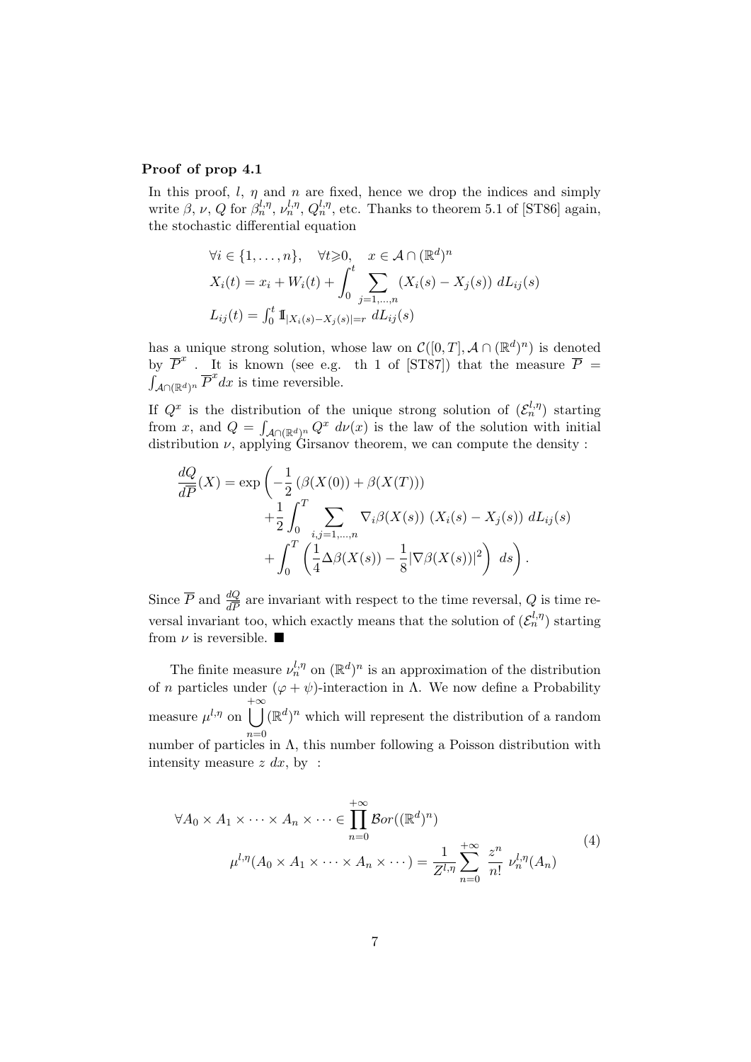**Proof of prop 4.1**

In this proof, $l$, $\eta$ and $n$ are fixed, hence we drop the indices and simply write $\beta$, $\nu$, $Q$ for $\beta_n^{l,\eta}$, $\nu_n^{l,\eta}$, $Q_n^{l,\eta}$, etc. Thanks to theorem 5.1 of [ST86] again, the stochastic differential equation

$$
\begin{aligned}
&\forall i \in \{1,\dots,n\}, \quad \forall t \geqslant 0, \quad x \in \mathcal{A} \cap (\mathbb{R}^d)^n \\
&X_i(t) = x_i + W_i(t) + \int_0^t \sum_{j=1,\dots,n} (X_i(s) - X_j(s)) \; dL_{ij}(s) \\
&L_{ij}(t) = \textstyle\int_0^t 1\!\!1_{|X_i(s)-X_j(s)|=r} \; dL_{ij}(s)
\end{aligned}
$$

has a unique strong solution, whose law on $\mathcal{C}([0,T], \mathcal{A} \cap (\mathbb{R}^d)^n)$ is denoted by $\overline{P}^x$ . It is known (see e.g. th 1 of [ST87]) that the measure $\overline{P} = \int_{\mathcal{A}\cap(\mathbb{R}^d)^n} \overline{P}^x dx$ is time reversible.

If $Q^x$ is the distribution of the unique strong solution of $(\mathcal{E}_n^{l,\eta})$ starting from $x$, and $Q = \int_{\mathcal{A}\cap(\mathbb{R}^d)^n} Q^x \; d\nu(x)$ is the law of the solution with initial distribution $\nu$, applying Girsanov theorem, we can compute the density :

$$
\begin{aligned}
\frac{dQ}{d\overline{P}}(X) = \exp\Bigg( & -\frac{1}{2}\left(\beta(X(0)) + \beta(X(T))\right) \\
& + \frac{1}{2}\int_0^T \sum_{i,j=1,\dots,n} \nabla_i \beta(X(s)) \; (X_i(s) - X_j(s)) \; dL_{ij}(s) \\
& + \int_0^T \left( \frac{1}{4}\Delta\beta(X(s)) - \frac{1}{8}|\nabla\beta(X(s))|^2 \right) \; ds \Bigg).
\end{aligned}
$$

Since $\overline{P}$ and $\frac{dQ}{d\overline{P}}$ are invariant with respect to the time reversal, $Q$ is time reversal invariant too, which exactly means that the solution of $(\mathcal{E}_n^{l,\eta})$ starting from $\nu$ is reversible. ■

The finite measure $\nu_n^{l,\eta}$ on $(\mathbb{R}^d)^n$ is an approximation of the distribution of $n$ particles under $(\varphi + \psi)$-interaction in $\Lambda$. We now define a Probability measure $\mu^{l,\eta}$ on $\bigcup_{n=0}^{+\infty} (\mathbb{R}^d)^n$ which will represent the distribution of a random number of particles in $\Lambda$, this number following a Poisson distribution with intensity measure $z \; dx$, by :

$$
\begin{aligned}
&\forall A_0 \times A_1 \times \cdots \times A_n \times \cdots \in \prod_{n=0}^{+\infty} \mathcal{B}or((\mathbb{R}^d)^n) \\
&\qquad \mu^{l,\eta}(A_0 \times A_1 \times \cdots \times A_n \times \cdots) = \frac{1}{Z^{l,\eta}} \sum_{n=0}^{+\infty} \frac{z^n}{n!} \; \nu_n^{l,\eta}(A_n)
\end{aligned}
\tag{4}
$$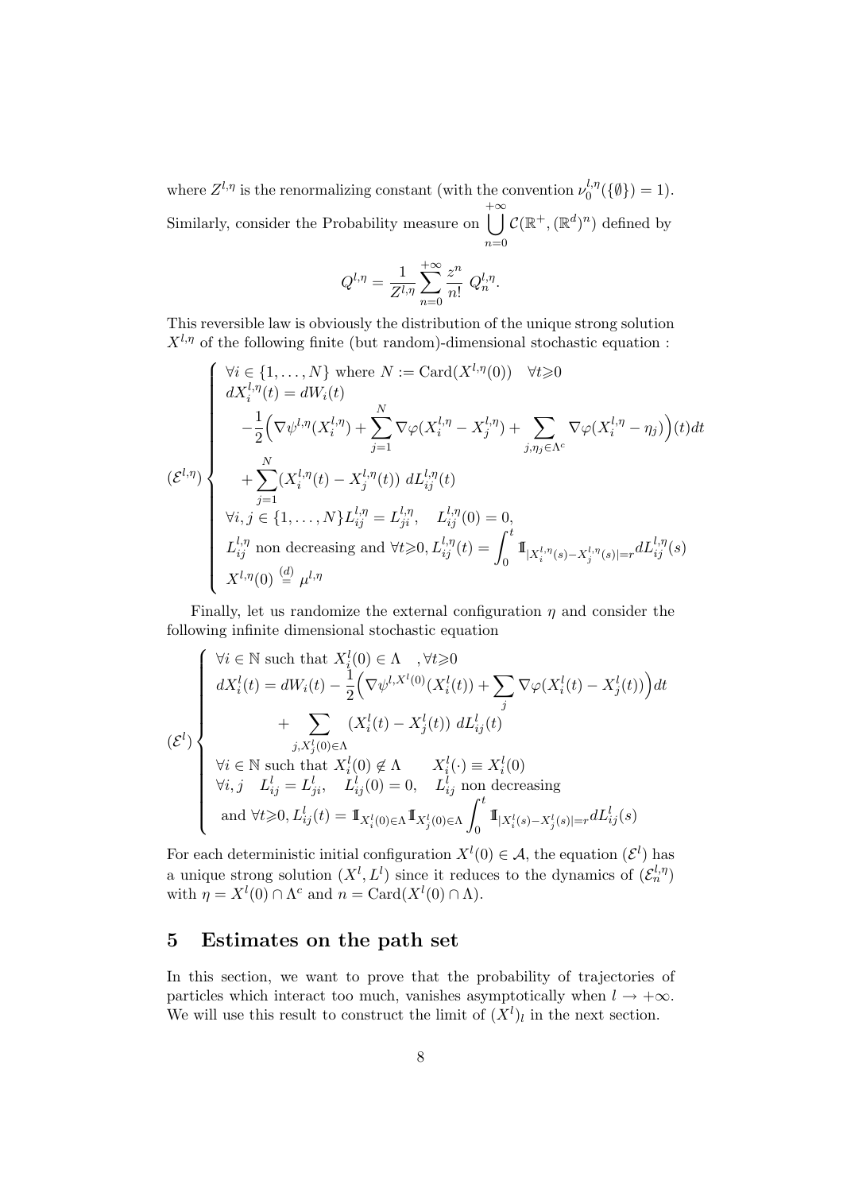where $Z^{l,\eta}$ is the renormalizing constant (with the convention $\nu_0^{l,\eta}(\{\emptyset\}) = 1$). Similarly, consider the Probability measure on $\bigcup_{n=0}^{+\infty} \mathcal{C}(\mathbb{R}^+, (\mathbb{R}^d)^n)$ defined by

$$Q^{l,\eta} = \frac{1}{Z^{l,\eta}} \sum_{n=0}^{+\infty} \frac{z^n}{n!} \; Q_n^{l,\eta}.$$

This reversible law is obviously the distribution of the unique strong solution $X^{l,\eta}$ of the following finite (but random)-dimensional stochastic equation :

$$(\mathcal{E}^{l,\eta}) \begin{cases} \forall i \in \{1, \ldots, N\} \text{ where } N := \text{Card}(X^{l,\eta}(0)) \quad \forall t \geqslant 0 \\ dX_i^{l,\eta}(t) = dW_i(t) \\ \quad -\dfrac{1}{2}\Big(\nabla \psi^{l,\eta}(X_i^{l,\eta}) + \displaystyle\sum_{j=1}^{N} \nabla \varphi(X_i^{l,\eta} - X_j^{l,\eta}) + \sum_{j,\eta_j \in \Lambda^c} \nabla \varphi(X_i^{l,\eta} - \eta_j)\Big)(t)dt \\ \quad + \displaystyle\sum_{j=1}^{N} (X_i^{l,\eta}(t) - X_j^{l,\eta}(t)) \; dL_{ij}^{l,\eta}(t) \\ \forall i,j \in \{1, \ldots, N\} L_{ij}^{l,\eta} = L_{ji}^{l,\eta}, \quad L_{ij}^{l,\eta}(0) = 0, \\ L_{ij}^{l,\eta} \text{ non decreasing and } \forall t \geqslant 0, L_{ij}^{l,\eta}(t) = \displaystyle\int_0^t 1\!\!1_{|X_i^{l,\eta}(s) - X_j^{l,\eta}(s)| = r} dL_{ij}^{l,\eta}(s) \\ X^{l,\eta}(0) \overset{(d)}{=} \mu^{l,\eta} \end{cases}$$

Finally, let us randomize the external configuration $\eta$ and consider the following infinite dimensional stochastic equation

$$(\mathcal{E}^{l}) \begin{cases} \forall i \in \mathbb{N} \text{ such that } X_i^l(0) \in \Lambda \quad, \forall t \geqslant 0 \\ dX_i^l(t) = dW_i(t) - \dfrac{1}{2}\Big(\nabla \psi^{l,X^l(0)}(X_i^l(t)) + \displaystyle\sum_j \nabla \varphi(X_i^l(t) - X_j^l(t))\Big)dt \\ \qquad + \displaystyle\sum_{j, X_j^l(0) \in \Lambda} (X_i^l(t) - X_j^l(t)) \; dL_{ij}^l(t) \\ \forall i \in \mathbb{N} \text{ such that } X_i^l(0) \notin \Lambda \qquad X_i^l(\cdot) \equiv X_i^l(0) \\ \forall i,j \quad L_{ij}^l = L_{ji}^l, \quad L_{ij}^l(0) = 0, \quad L_{ij}^l \text{ non decreasing} \\ \text{ and } \forall t \geqslant 0, L_{ij}^l(t) = 1\!\!1_{X_i^l(0) \in \Lambda} 1\!\!1_{X_j^l(0) \in \Lambda} \displaystyle\int_0^t 1\!\!1_{|X_i^l(s) - X_j^l(s)| = r} dL_{ij}^l(s) \end{cases}$$

For each deterministic initial configuration $X^l(0) \in \mathcal{A}$, the equation $(\mathcal{E}^l)$ has a unique strong solution $(X^l, L^l)$ since it reduces to the dynamics of $(\mathcal{E}_n^{l,\eta})$ with $\eta = X^l(0) \cap \Lambda^c$ and $n = \text{Card}(X^l(0) \cap \Lambda)$.

## 5 Estimates on the path set

In this section, we want to prove that the probability of trajectories of particles which interact too much, vanishes asymptotically when $l \to +\infty$. We will use this result to construct the limit of $(X^l)_l$ in the next section.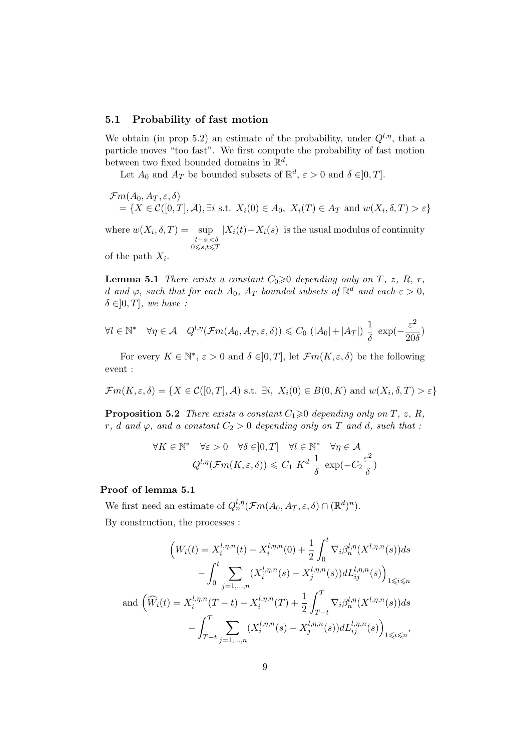### 5.1 Probability of fast motion

We obtain (in prop 5.2) an estimate of the probability, under $Q^{l,\eta}$, that a particle moves "too fast". We first compute the probability of fast motion between two fixed bounded domains in $\mathbb{R}^d$.

Let $A_0$ and $A_T$ be bounded subsets of $\mathbb{R}^d$, $\varepsilon > 0$ and $\delta \in ]0, T]$.

$$
\begin{aligned}
&\mathcal{F}m(A_0, A_T, \varepsilon, \delta) \\
&\quad = \{X \in \mathcal{C}([0,T], \mathcal{A}), \exists i \text{ s.t. } X_i(0) \in A_0,\ X_i(T) \in A_T \text{ and } w(X_i, \delta, T) > \varepsilon\}
\end{aligned}
$$

where $w(X_i, \delta, T) = \sup\limits_{\substack{|t-s|<\delta \\ 0 \leqslant s,t \leqslant T}} |X_i(t) - X_i(s)|$ is the usual modulus of continuity of the path $X_i$.

**Lemma 5.1** *There exists a constant $C_0 \geqslant 0$ depending only on $T$, $z$, $R$, $r$, $d$ and $\varphi$, such that for each $A_0$, $A_T$ bounded subsets of $\mathbb{R}^d$ and each $\varepsilon > 0$, $\delta \in ]0, T]$, we have :*

$$
\forall l \in \mathbb{N}^* \quad \forall \eta \in \mathcal{A} \quad Q^{l,\eta}(\mathcal{F}m(A_0, A_T, \varepsilon, \delta)) \leqslant C_0\ (|A_0| + |A_T|)\ \frac{1}{\delta}\ \exp(-\frac{\varepsilon^2}{20\delta})
$$

For every $K \in \mathbb{N}^*$, $\varepsilon > 0$ and $\delta \in ]0, T]$, let $\mathcal{F}m(K, \varepsilon, \delta)$ be the following event :

$$
\mathcal{F}m(K, \varepsilon, \delta) = \{X \in \mathcal{C}([0,T], \mathcal{A}) \text{ s.t. } \exists i,\ X_i(0) \in B(0, K) \text{ and } w(X_i, \delta, T) > \varepsilon\}
$$

**Proposition 5.2** *There exists a constant $C_1 \geqslant 0$ depending only on $T$, $z$, $R$, $r$, $d$ and $\varphi$, and a constant $C_2 > 0$ depending only on $T$ and $d$, such that :*

$$
\begin{aligned}
&\forall K \in \mathbb{N}^* \quad \forall \varepsilon > 0 \quad \forall \delta \in ]0, T] \quad \forall l \in \mathbb{N}^* \quad \forall \eta \in \mathcal{A} \\
&\qquad Q^{l,\eta}(\mathcal{F}m(K, \varepsilon, \delta)) \leqslant C_1\ K^d\ \frac{1}{\delta}\ \exp(-C_2 \frac{\varepsilon^2}{\delta})
\end{aligned}
$$

**Proof of lemma 5.1**

We first need an estimate of $Q_n^{l,\eta}(\mathcal{F}m(A_0, A_T, \varepsilon, \delta) \cap (\mathbb{R}^d)^n)$.

By construction, the processes :

$$
\begin{aligned}
&\Big(W_i(t) = X_i^{l,\eta,n}(t) - X_i^{l,\eta,n}(0) + \frac{1}{2} \int_0^t \nabla_i \beta_n^{l,\eta}(X^{l,\eta,n}(s)) ds \\
&\qquad - \int_0^t \sum_{j=1,\ldots,n} (X_i^{l,\eta,n}(s) - X_j^{l,\eta,n}(s)) dL_{ij}^{l,\eta,n}(s)\Big)_{1 \leqslant i \leqslant n} \\
&\text{and } \Big(\widehat{W}_i(t) = X_i^{l,\eta,n}(T-t) - X_i^{l,\eta,n}(T) + \frac{1}{2} \int_{T-t}^T \nabla_i \beta_n^{l,\eta}(X^{l,\eta,n}(s)) ds \\
&\qquad - \int_{T-t}^T \sum_{j=1,\ldots,n} (X_i^{l,\eta,n}(s) - X_j^{l,\eta,n}(s)) dL_{ij}^{l,\eta,n}(s)\Big)_{1 \leqslant i \leqslant n},
\end{aligned}
$$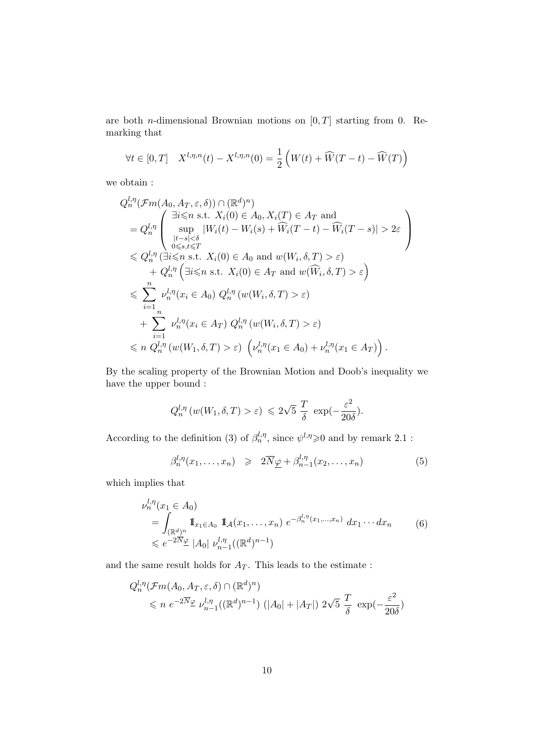are both $n$-dimensional Brownian motions on $[0,T]$ starting from 0. Remarking that

$$\forall t \in [0,T] \quad X^{l,\eta,n}(t) - X^{l,\eta,n}(0) = \frac{1}{2}\left(W(t) + \widehat{W}(T-t) - \widehat{W}(T)\right)$$

we obtain :

$$\begin{aligned}
&Q_n^{l,\eta}(\mathcal{F}m(A_0, A_T, \varepsilon, \delta)) \cap (\mathbb{R}^d)^n) \\
&= Q_n^{l,\eta}\left(\begin{array}{l} \exists i \leqslant n \text{ s.t. } X_i(0) \in A_0, X_i(T) \in A_T \text{ and} \\ \sup\limits_{\substack{|t-s|<\delta \\ 0\leqslant s,t\leqslant T}} |W_i(t) - W_i(s) + \widehat{W}_i(T-t) - \widehat{W}_i(T-s)| > 2\varepsilon \end{array}\right) \\
&\leqslant Q_n^{l,\eta}\left(\exists i \leqslant n \text{ s.t. } X_i(0) \in A_0 \text{ and } w(W_i, \delta, T) > \varepsilon\right) \\
&\quad + Q_n^{l,\eta}\left(\exists i \leqslant n \text{ s.t. } X_i(0) \in A_T \text{ and } w(\widehat{W}_i, \delta, T) > \varepsilon\right) \\
&\leqslant \sum_{i=1}^n \nu_n^{l,\eta}(x_i \in A_0)\ Q_n^{l,\eta}\left(w(W_i, \delta, T) > \varepsilon\right) \\
&\quad + \sum_{i=1}^n \nu_n^{l,\eta}(x_i \in A_T)\ Q_n^{l,\eta}\left(w(W_i, \delta, T) > \varepsilon\right) \\
&\leqslant n\ Q_n^{l,\eta}\left(w(W_1, \delta, T) > \varepsilon\right)\ \left(\nu_n^{l,\eta}(x_1 \in A_0) + \nu_n^{l,\eta}(x_1 \in A_T)\right).
\end{aligned}$$

By the scaling property of the Brownian Motion and Doob's inequality we have the upper bound :

$$Q_n^{l,\eta}\left(w(W_1, \delta, T) > \varepsilon\right) \leqslant 2\sqrt{5}\ \frac{T}{\delta}\ \exp\left(-\frac{\varepsilon^2}{20\delta}\right).$$

According to the definition (3) of $\beta_n^{l,\eta}$, since $\psi^{l,\eta} \geqslant 0$ and by remark 2.1 :

$$\beta_n^{l,\eta}(x_1, \ldots, x_n) \quad \geqslant \quad 2\overline{N}\underline{\varphi} + \beta_{n-1}^{l,\eta}(x_2, \ldots, x_n) \tag{5}$$

which implies that

$$\begin{aligned}
&\nu_n^{l,\eta}(x_1 \in A_0) \\
&= \int_{(\mathbb{R}^d)^n} \mathbb{1}_{x_1 \in A_0}\ \mathbb{1}_{\mathcal{A}}(x_1, \ldots, x_n)\ e^{-\beta_n^{l,\eta}(x_1, \ldots, x_n)}\ dx_1 \cdots dx_n \\
&\leqslant e^{-2\overline{N}\underline{\varphi}}\ |A_0|\ \nu_{n-1}^{l,\eta}((\mathbb{R}^d)^{n-1})
\end{aligned} \tag{6}$$

and the same result holds for $A_T$. This leads to the estimate :

$$\begin{aligned}
&Q_n^{l,\eta}(\mathcal{F}m(A_0, A_T, \varepsilon, \delta) \cap (\mathbb{R}^d)^n) \\
&\quad \leqslant n\ e^{-2\overline{N}\underline{\varphi}}\ \nu_{n-1}^{l,\eta}((\mathbb{R}^d)^{n-1})\ (|A_0| + |A_T|)\ 2\sqrt{5}\ \frac{T}{\delta}\ \exp\left(-\frac{\varepsilon^2}{20\delta}\right)
\end{aligned}$$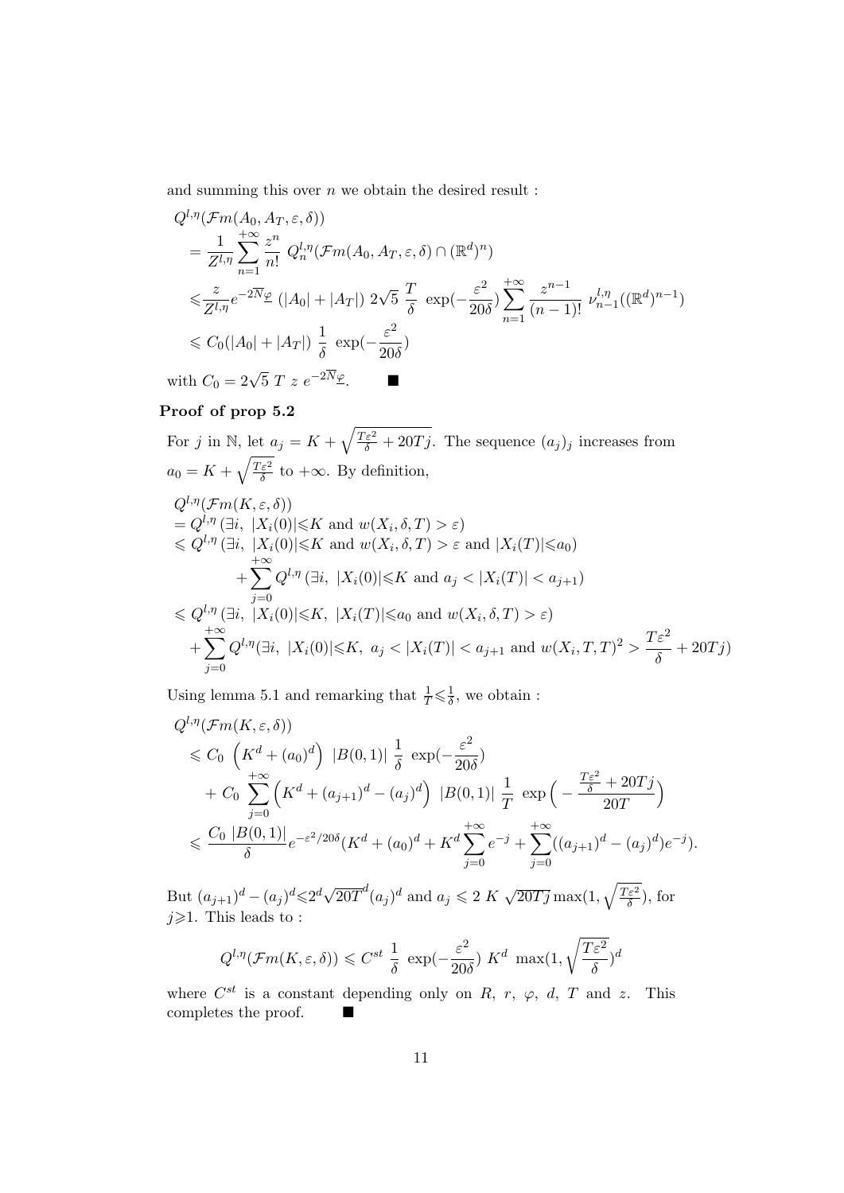and summing this over $n$ we obtain the desired result :

$$
\begin{aligned}
&Q^{l,\eta}(\mathcal{F}m(A_0, A_T, \varepsilon, \delta)) \\
&= \frac{1}{Z^{l,\eta}} \sum_{n=1}^{+\infty} \frac{z^n}{n!} \; Q_n^{l,\eta}(\mathcal{F}m(A_0, A_T, \varepsilon, \delta) \cap (\mathbb{R}^d)^n) \\
&\leqslant \frac{z}{Z^{l,\eta}} e^{-2\overline{N}\underline{\varphi}} \; (|A_0| + |A_T|) \; 2\sqrt{5} \; \frac{T}{\delta} \; \exp(-\frac{\varepsilon^2}{20\delta}) \sum_{n=1}^{+\infty} \frac{z^{n-1}}{(n-1)!} \; \nu_{n-1}^{l,\eta}((\mathbb{R}^d)^{n-1}) \\
&\leqslant C_0(|A_0| + |A_T|) \; \frac{1}{\delta} \; \exp(-\frac{\varepsilon^2}{20\delta})
\end{aligned}
$$

with $C_0 = 2\sqrt{5} \; T \; z \; e^{-2\overline{N}\underline{\varphi}}$. ∎

**Proof of prop 5.2**

For $j$ in $\mathbb{N}$, let $a_j = K + \sqrt{\frac{T\varepsilon^2}{\delta} + 20Tj}$. The sequence $(a_j)_j$ increases from $a_0 = K + \sqrt{\frac{T\varepsilon^2}{\delta}}$ to $+\infty$. By definition,

$$
\begin{aligned}
&Q^{l,\eta}(\mathcal{F}m(K, \varepsilon, \delta)) \\
&= Q^{l,\eta} \left(\exists i, \; |X_i(0)| \leqslant K \text{ and } w(X_i, \delta, T) > \varepsilon\right) \\
&\leqslant Q^{l,\eta} \left(\exists i, \; |X_i(0)| \leqslant K \text{ and } w(X_i, \delta, T) > \varepsilon \text{ and } |X_i(T)| \leqslant a_0\right) \\
&\qquad + \sum_{j=0}^{+\infty} Q^{l,\eta} \left(\exists i, \; |X_i(0)| \leqslant K \text{ and } a_j < |X_i(T)| < a_{j+1}\right) \\
&\leqslant Q^{l,\eta} \left(\exists i, \; |X_i(0)| \leqslant K, \; |X_i(T)| \leqslant a_0 \text{ and } w(X_i, \delta, T) > \varepsilon\right) \\
&\quad + \sum_{j=0}^{+\infty} Q^{l,\eta} (\exists i, \; |X_i(0)| \leqslant K, \; a_j < |X_i(T)| < a_{j+1} \text{ and } w(X_i, T, T)^2 > \frac{T\varepsilon^2}{\delta} + 20Tj)
\end{aligned}
$$

Using lemma 5.1 and remarking that $\frac{1}{T} \leqslant \frac{1}{\delta}$, we obtain :

$$
\begin{aligned}
&Q^{l,\eta}(\mathcal{F}m(K, \varepsilon, \delta)) \\
&\leqslant C_0 \; \left(K^d + (a_0)^d\right) \; |B(0,1)| \; \frac{1}{\delta} \; \exp(-\frac{\varepsilon^2}{20\delta}) \\
&\quad + C_0 \; \sum_{j=0}^{+\infty} \left(K^d + (a_{j+1})^d - (a_j)^d\right) \; |B(0,1)| \; \frac{1}{T} \; \exp\Big( - \frac{\frac{T\varepsilon^2}{\delta} + 20Tj}{20T} \Big) \\
&\leqslant \frac{C_0 \; |B(0,1)|}{\delta} e^{-\varepsilon^2/20\delta} (K^d + (a_0)^d + K^d \sum_{j=0}^{+\infty} e^{-j} + \sum_{j=0}^{+\infty} ((a_{j+1})^d - (a_j)^d) e^{-j}).
\end{aligned}
$$

But $(a_{j+1})^d - (a_j)^d \leqslant 2^d \sqrt{20T}^d (a_j)^d$ and $a_j \leqslant 2 \; K \; \sqrt{20Tj} \max(1, \sqrt{\frac{T\varepsilon^2}{\delta}})$, for $j \geqslant 1$. This leads to :

$$
Q^{l,\eta}(\mathcal{F}m(K, \varepsilon, \delta)) \leqslant C^{st} \; \frac{1}{\delta} \; \exp(-\frac{\varepsilon^2}{20\delta}) \; K^d \; \max(1, \sqrt{\frac{T\varepsilon^2}{\delta}})^d
$$

where $C^{st}$ is a constant depending only on $R$, $r$, $\varphi$, $d$, $T$ and $z$. This completes the proof. ∎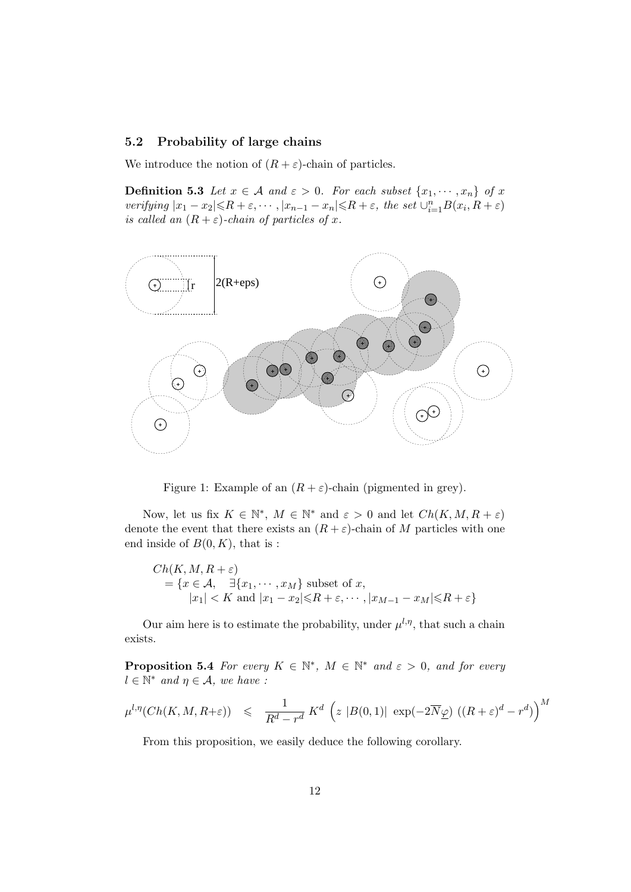### 5.2 Probability of large chains

We introduce the notion of $(R+\varepsilon)$-chain of particles.

**Definition 5.3** *Let $x \in \mathcal{A}$ and $\varepsilon > 0$. For each subset $\{x_1, \cdots, x_n\}$ of $x$ verifying $|x_1 - x_2| \leqslant R+\varepsilon, \cdots, |x_{n-1} - x_n| \leqslant R+\varepsilon$, the set $\cup_{i=1}^n B(x_i, R+\varepsilon)$ is called an $(R+\varepsilon)$-chain of particles of $x$.*

Figure 1: Example of an $(R+\varepsilon)$-chain (pigmented in grey).

Now, let us fix $K \in \mathbb{N}^*$, $M \in \mathbb{N}^*$ and $\varepsilon > 0$ and let $Ch(K, M, R+\varepsilon)$ denote the event that there exists an $(R+\varepsilon)$-chain of $M$ particles with one end inside of $B(0,K)$, that is :

$$
\begin{aligned}
&Ch(K, M, R+\varepsilon) \\
&\quad = \{x \in \mathcal{A}, \quad \exists \{x_1, \cdots, x_M\} \text{ subset of } x, \\
&\qquad\quad |x_1| < K \text{ and } |x_1 - x_2| \leqslant R+\varepsilon, \cdots, |x_{M-1} - x_M| \leqslant R+\varepsilon\}
\end{aligned}
$$

Our aim here is to estimate the probability, under $\mu^{l,\eta}$, that such a chain exists.

**Proposition 5.4** *For every $K \in \mathbb{N}^*$, $M \in \mathbb{N}^*$ and $\varepsilon > 0$, and for every $l \in \mathbb{N}^*$ and $\eta \in \mathcal{A}$, we have :*

$$
\mu^{l,\eta}(Ch(K, M, R+\varepsilon)) \quad \leqslant \quad \frac{1}{R^d - r^d}\, K^d \, \Big( z \; |B(0,1)| \; \exp(-2\overline{N}\underline{\varphi}) \; ((R+\varepsilon)^d - r^d) \Big)^M
$$

From this proposition, we easily deduce the following corollary.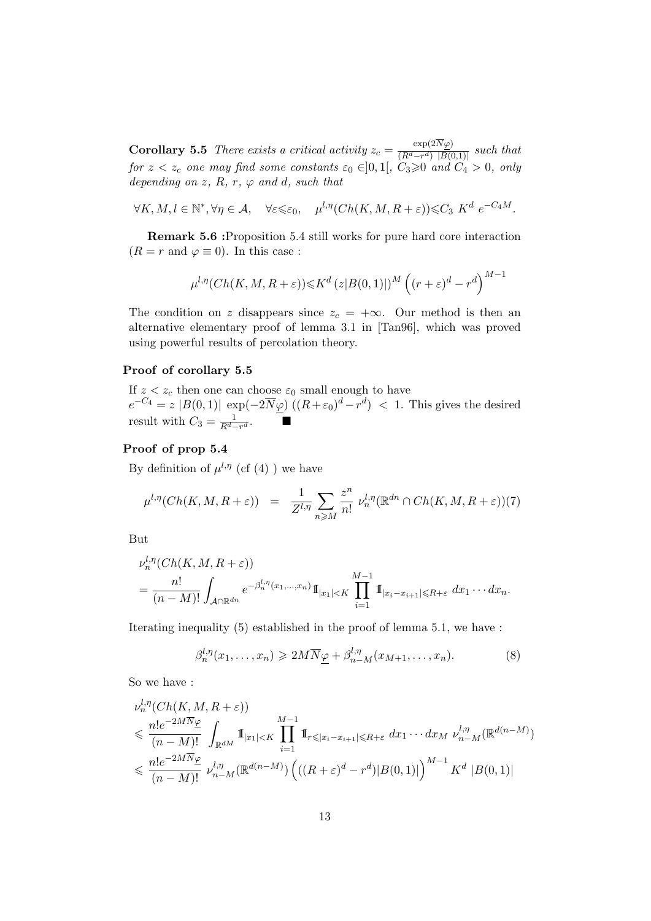**Corollary 5.5** *There exists a critical activity $z_c = \frac{\exp(2\overline{N}\underline{\varphi})}{(R^d - r^d)\ |B(0,1)|}$ such that for $z < z_c$ one may find some constants $\varepsilon_0 \in ]0,1[$, $C_3 \geqslant 0$ and $C_4 > 0$, only depending on $z$, $R$, $r$, $\varphi$ and $d$, such that*

$$\forall K, M, l \in \mathbb{N}^*, \forall \eta \in \mathcal{A}, \quad \forall \varepsilon \leqslant \varepsilon_0, \quad \mu^{l,\eta}(Ch(K, M, R+\varepsilon)) \leqslant C_3\ K^d\ e^{-C_4 M}.$$

**Remark 5.6 :**Proposition 5.4 still works for pure hard core interaction ($R = r$ and $\varphi \equiv 0$). In this case :

$$\mu^{l,\eta}(Ch(K, M, R+\varepsilon)) \leqslant K^d \left(z|B(0,1)|\right)^M \left((r+\varepsilon)^d - r^d\right)^{M-1}$$

The condition on $z$ disappears since $z_c = +\infty$. Our method is then an alternative elementary proof of lemma 3.1 in [Tan96], which was proved using powerful results of percolation theory.

### Proof of corollary 5.5

If $z < z_c$ then one can choose $\varepsilon_0$ small enough to have $e^{-C_4} = z\ |B(0,1)|\ \exp(-2\overline{N}\underline{\varphi})\ ((R+\varepsilon_0)^d - r^d)\ <\ 1$. This gives the desired result with $C_3 = \frac{1}{R^d - r^d}$. ■

### Proof of prop 5.4

By definition of $\mu^{l,\eta}$ (cf (4) ) we have

$$\mu^{l,\eta}(Ch(K, M, R+\varepsilon)) \quad = \quad \frac{1}{Z^{l,\eta}} \sum_{n \geqslant M} \frac{z^n}{n!}\ \nu_n^{l,\eta}(\mathbb{R}^{dn} \cap Ch(K, M, R+\varepsilon)) \tag{7}$$

But

$$\begin{aligned}
&\nu_n^{l,\eta}(Ch(K, M, R+\varepsilon)) \\
&= \frac{n!}{(n-M)!} \int_{\mathcal{A} \cap \mathbb{R}^{dn}} e^{-\beta_n^{l,\eta}(x_1,\ldots,x_n)} 1\!\!1_{|x_1|<K} \prod_{i=1}^{M-1} 1\!\!1_{|x_i - x_{i+1}| \leqslant R+\varepsilon}\ dx_1 \cdots dx_n.
\end{aligned}$$

Iterating inequality (5) established in the proof of lemma 5.1, we have :

$$\beta_n^{l,\eta}(x_1, \ldots, x_n) \geqslant 2M\overline{N}\underline{\varphi} + \beta_{n-M}^{l,\eta}(x_{M+1}, \ldots, x_n). \tag{8}$$

So we have :

$$\begin{aligned}
&\nu_n^{l,\eta}(Ch(K, M, R+\varepsilon)) \\
&\leqslant \frac{n! e^{-2M\overline{N}\underline{\varphi}}}{(n-M)!} \int_{\mathbb{R}^{dM}} 1\!\!1_{|x_1|<K} \prod_{i=1}^{M-1} 1\!\!1_{r \leqslant |x_i - x_{i+1}| \leqslant R+\varepsilon}\ dx_1 \cdots dx_M\ \nu_{n-M}^{l,\eta}(\mathbb{R}^{d(n-M)}) \\
&\leqslant \frac{n! e^{-2M\overline{N}\underline{\varphi}}}{(n-M)!}\ \nu_{n-M}^{l,\eta}(\mathbb{R}^{d(n-M)}) \left(((R+\varepsilon)^d - r^d)|B(0,1)|\right)^{M-1} K^d\ |B(0,1)|
\end{aligned}$$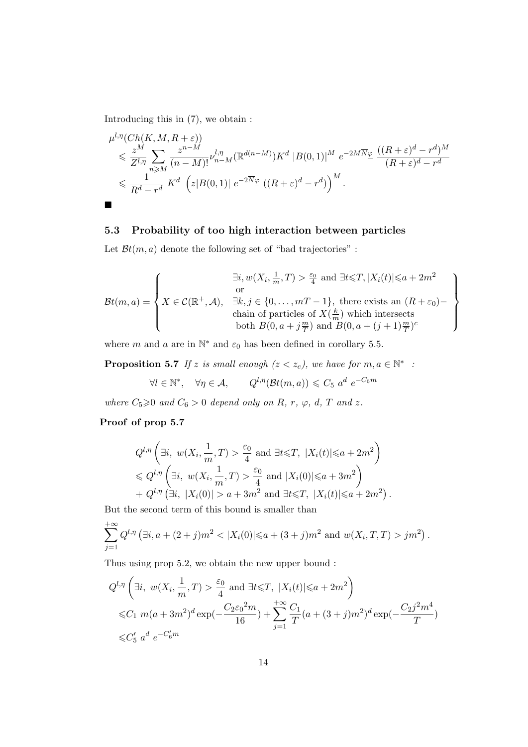Introducing this in (7), we obtain :

$$
\begin{aligned}
&\mu^{l,\eta}(Ch(K,M,R+\varepsilon)) \\
&\leqslant \frac{z^M}{Z^{l,\eta}} \sum_{n\geqslant M} \frac{z^{n-M}}{(n-M)!} \nu_{n-M}^{l,\eta}(\mathbb{R}^{d(n-M)}) K^d \, |B(0,1)|^M \, e^{-2M\overline{N}\underline{\varphi}} \, \frac{((R+\varepsilon)^d - r^d)^M}{(R+\varepsilon)^d - r^d} \\
&\leqslant \frac{1}{R^d - r^d} \, K^d \, \left( z|B(0,1)| \, e^{-2\overline{N}\underline{\varphi}} \, ((R+\varepsilon)^d - r^d) \right)^M .
\end{aligned}
$$

■

### 5.3 Probability of too high interaction between particles

Let $\mathcal{B}t(m,a)$ denote the following set of "bad trajectories" :

$$
\mathcal{B}t(m,a) = \left\{ X \in \mathcal{C}(\mathbb{R}^+, \mathcal{A}), \begin{array}{l} \exists i, w(X_i, \frac{1}{m}, T) > \frac{\varepsilon_0}{4} \text{ and } \exists t \leqslant T, |X_i(t)| \leqslant a + 2m^2 \\ \text{or} \\ \exists k, j \in \{0, \ldots, mT-1\}, \text{ there exists an } (R+\varepsilon_0)- \\ \text{chain of particles of } X(\frac{k}{m}) \text{ which intersects} \\ \text{both } B(0, a + j\frac{m}{T}) \text{ and } B(0, a+(j+1)\frac{m}{T})^c \end{array} \right\}
$$

where $m$ and $a$ are in $\mathbb{N}^*$ and $\varepsilon_0$ has been defined in corollary 5.5.

**Proposition 5.7** *If $z$ is small enough ($z < z_c$), we have for $m, a \in \mathbb{N}^*$ :*

$$
\forall l \in \mathbb{N}^*, \quad \forall \eta \in \mathcal{A}, \qquad Q^{l,\eta}(\mathcal{B}t(m,a)) \leqslant C_5 \; a^d \; e^{-C_6 m}
$$

*where $C_5 \geqslant 0$ and $C_6 > 0$ depend only on $R$, $r$, $\varphi$, $d$, $T$ and $z$.*

**Proof of prop 5.7**

$$
\begin{aligned}
&Q^{l,\eta}\left( \exists i, \; w(X_i, \frac{1}{m}, T) > \frac{\varepsilon_0}{4} \text{ and } \exists t \leqslant T, \; |X_i(t)| \leqslant a + 2m^2 \right) \\
&\leqslant Q^{l,\eta}\left( \exists i, \; w(X_i, \frac{1}{m}, T) > \frac{\varepsilon_0}{4} \text{ and } |X_i(0)| \leqslant a + 3m^2 \right) \\
&\quad + Q^{l,\eta}\left( \exists i, \; |X_i(0)| > a + 3m^2 \text{ and } \exists t \leqslant T, \; |X_i(t)| \leqslant a + 2m^2 \right).
\end{aligned}
$$

But the second term of this bound is smaller than

$$
\sum_{j=1}^{+\infty} Q^{l,\eta}\left( \exists i, a + (2+j)m^2 < |X_i(0)| \leqslant a + (3+j)m^2 \text{ and } w(X_i, T, T) > jm^2 \right).
$$

Thus using prop 5.2, we obtain the new upper bound :

$$
\begin{aligned}
&Q^{l,\eta}\left( \exists i, \; w(X_i, \frac{1}{m}, T) > \frac{\varepsilon_0}{4} \text{ and } \exists t \leqslant T, \; |X_i(t)| \leqslant a + 2m^2 \right) \\
&\leqslant C_1 \; m(a+3m^2)^d \exp(-\frac{C_2 {\varepsilon_0}^2 m}{16}) + \sum_{j=1}^{+\infty} \frac{C_1}{T} (a + (3+j)m^2)^d \exp(-\frac{C_2 j^2 m^4}{T}) \\
&\leqslant C_5' \; a^d \; e^{-C_6' m}
\end{aligned}
$$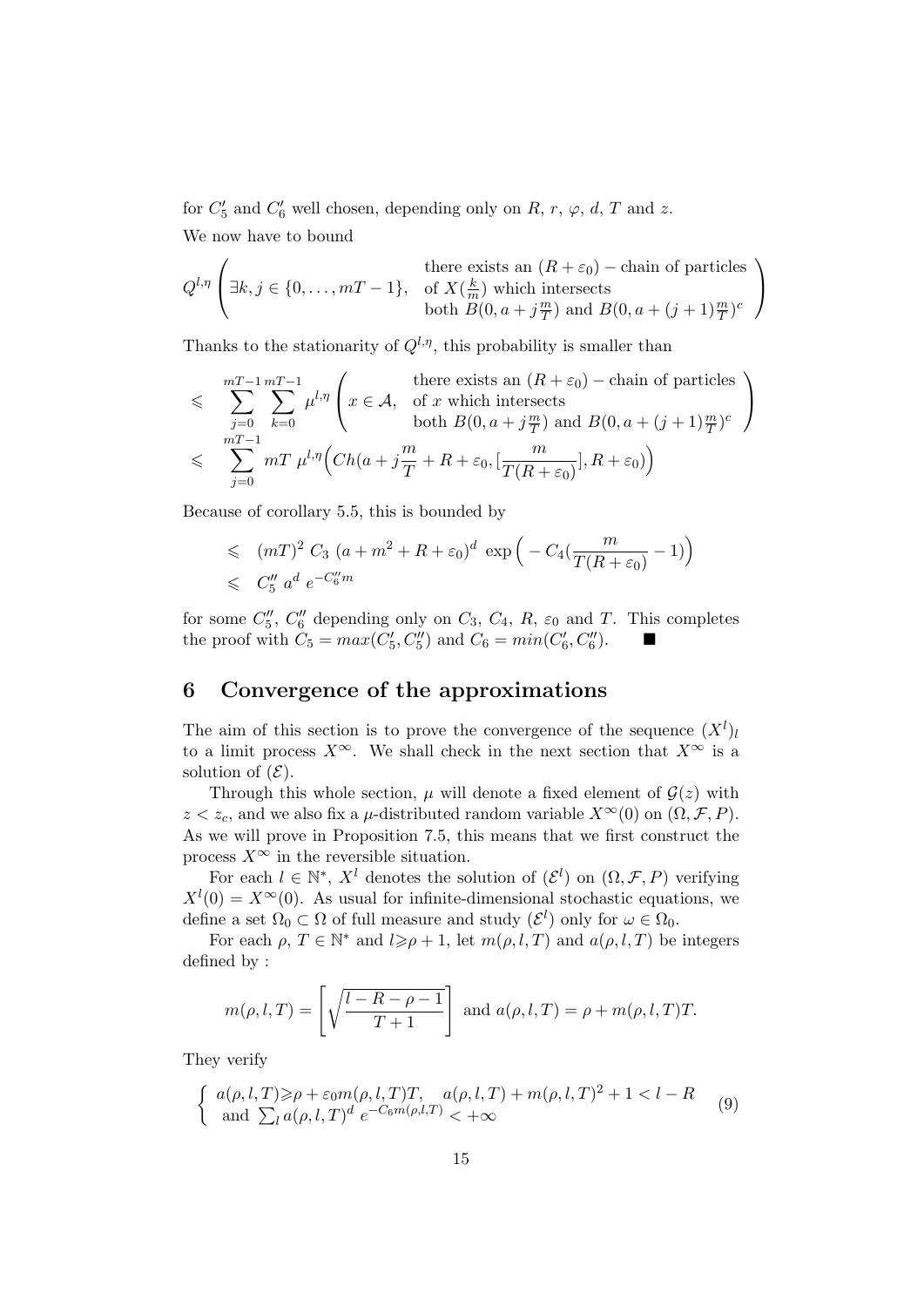for $C_5'$ and $C_6'$ well chosen, depending only on $R$, $r$, $\varphi$, $d$, $T$ and $z$.

We now have to bound

$$
Q^{l,\eta}\left( \exists k,j \in \{0,\dots,mT-1\}, \quad \begin{array}{l} \text{there exists an } (R+\varepsilon_0)-\text{chain of particles} \\ \text{of } X(\frac{k}{m}) \text{ which intersects} \\ \text{both } B(0,a+j\frac{m}{T}) \text{ and } B(0,a+(j+1)\frac{m}{T})^c \end{array} \right)
$$

Thanks to the stationarity of $Q^{l,\eta}$, this probability is smaller than

$$
\begin{aligned}
&\leqslant \sum_{j=0}^{mT-1}\sum_{k=0}^{mT-1} \mu^{l,\eta}\left( x\in\mathcal{A}, \quad \begin{array}{l} \text{there exists an } (R+\varepsilon_0)-\text{chain of particles} \\ \text{of } x \text{ which intersects} \\ \text{both } B(0,a+j\frac{m}{T}) \text{ and } B(0,a+(j+1)\frac{m}{T})^c \end{array} \right) \\
&\leqslant \sum_{j=0}^{mT-1} mT\ \mu^{l,\eta}\Big( Ch(a+j\frac{m}{T}+R+\varepsilon_0, [\frac{m}{T(R+\varepsilon_0)}], R+\varepsilon_0)\Big)
\end{aligned}
$$

Because of corollary 5.5, this is bounded by

$$
\begin{aligned}
&\leqslant (mT)^2\ C_3\ (a+m^2+R+\varepsilon_0)^d\ \exp\Big(-C_4(\frac{m}{T(R+\varepsilon_0)}-1)\Big) \\
&\leqslant C_5''\ a^d\ e^{-C_6''m}
\end{aligned}
$$

for some $C_5''$, $C_6''$ depending only on $C_3$, $C_4$, $R$, $\varepsilon_0$ and $T$. This completes the proof with $C_5 = max(C_5', C_5'')$ and $C_6 = min(C_6', C_6'')$. ■

# 6 Convergence of the approximations

The aim of this section is to prove the convergence of the sequence $(X^l)_l$ to a limit process $X^\infty$. We shall check in the next section that $X^\infty$ is a solution of $(\mathcal{E})$.

Through this whole section, $\mu$ will denote a fixed element of $\mathcal{G}(z)$ with $z < z_c$, and we also fix a $\mu$-distributed random variable $X^\infty(0)$ on $(\Omega, \mathcal{F}, P)$. As we will prove in Proposition 7.5, this means that we first construct the process $X^\infty$ in the reversible situation.

For each $l \in \mathbb{N}^*$, $X^l$ denotes the solution of $(\mathcal{E}^l)$ on $(\Omega,\mathcal{F},P)$ verifying $X^l(0) = X^\infty(0)$. As usual for infinite-dimensional stochastic equations, we define a set $\Omega_0 \subset \Omega$ of full measure and study $(\mathcal{E}^l)$ only for $\omega \in \Omega_0$.

For each $\rho$, $T \in \mathbb{N}^*$ and $l \geqslant \rho+1$, let $m(\rho,l,T)$ and $a(\rho,l,T)$ be integers defined by :

$$
m(\rho,l,T) = \left[ \sqrt{\frac{l-R-\rho-1}{T+1}} \right] \text{ and } a(\rho,l,T) = \rho + m(\rho,l,T)T.
$$

They verify

$$
\left\{ \begin{array}{l} a(\rho,l,T) \geqslant \rho + \varepsilon_0 m(\rho,l,T)T, \quad a(\rho,l,T) + m(\rho,l,T)^2 + 1 < l - R \\ \text{and } \sum_l a(\rho,l,T)^d\ e^{-C_6 m(\rho,l,T)} < +\infty \end{array} \right. \tag{9}
$$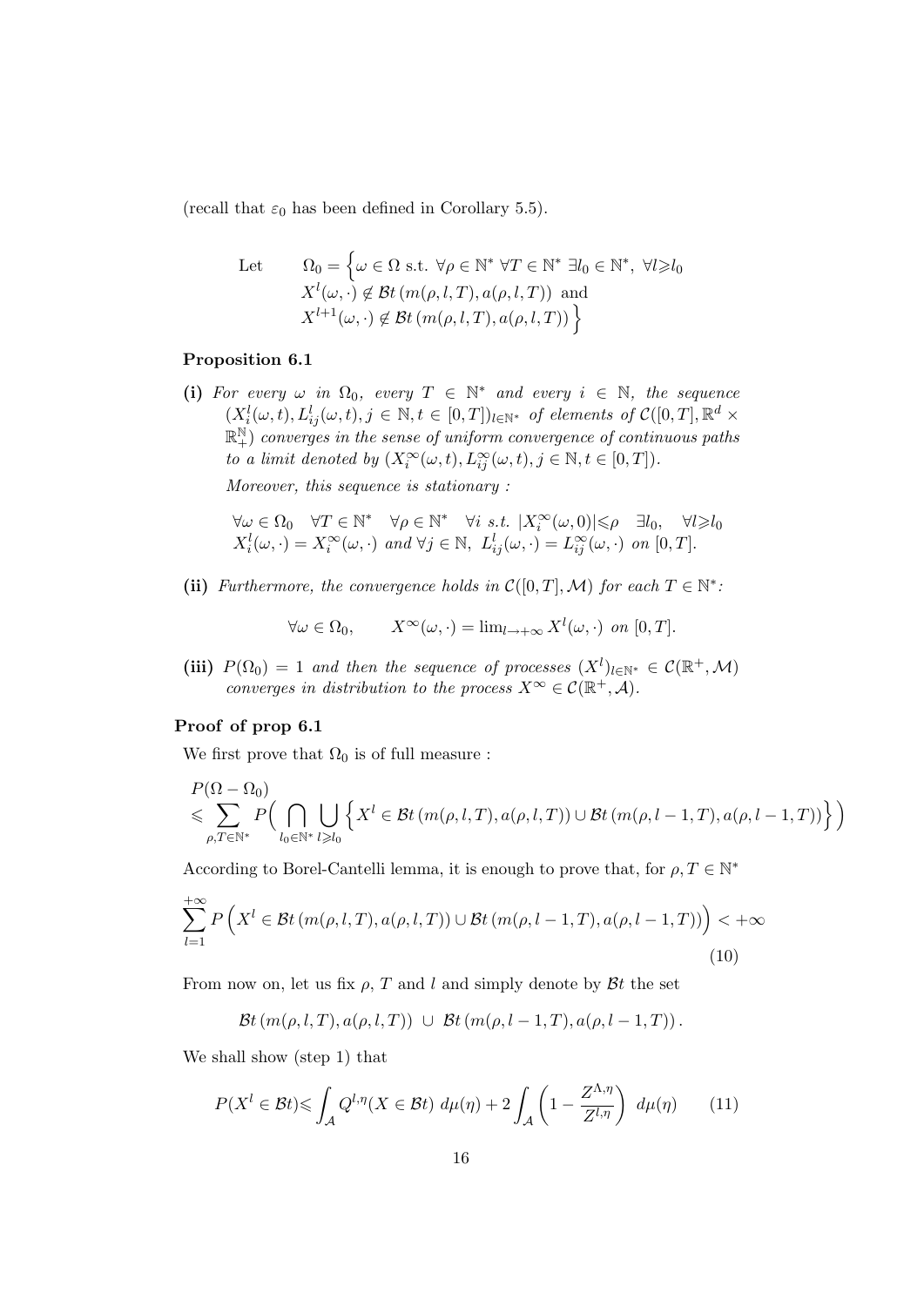(recall that $\varepsilon_0$ has been defined in Corollary 5.5).

$$
\text{Let} \qquad \Omega_0 = \Big\{ \omega \in \Omega \text{ s.t. } \forall \rho \in \mathbb{N}^* \ \forall T \in \mathbb{N}^* \ \exists l_0 \in \mathbb{N}^*, \ \forall l \geqslant l_0 \\
X^l(\omega, \cdot) \notin \mathcal{B}t\left(m(\rho, l, T), a(\rho, l, T)\right) \text{ and} \\
X^{l+1}(\omega, \cdot) \notin \mathcal{B}t\left(m(\rho, l, T), a(\rho, l, T)\right) \Big\}
$$

**Proposition 6.1**

**(i)** *For every $\omega$ in $\Omega_0$, every $T \in \mathbb{N}^*$ and every $i \in \mathbb{N}$, the sequence $(X_i^l(\omega, t), L_{ij}^l(\omega, t), j \in \mathbb{N}, t \in [0, T])_{l \in \mathbb{N}^*}$ of elements of $\mathcal{C}([0, T], \mathbb{R}^d \times \mathbb{R}_+^{\mathbb{N}})$ converges in the sense of uniform convergence of continuous paths to a limit denoted by $(X_i^\infty(\omega, t), L_{ij}^\infty(\omega, t), j \in \mathbb{N}, t \in [0, T])$.*

*Moreover, this sequence is stationary :*

$$
\forall \omega \in \Omega_0 \quad \forall T \in \mathbb{N}^* \quad \forall \rho \in \mathbb{N}^* \quad \forall i \text{ s.t. } |X_i^\infty(\omega, 0)| \leqslant \rho \quad \exists l_0, \quad \forall l \geqslant l_0 \\
X_i^l(\omega, \cdot) = X_i^\infty(\omega, \cdot) \text{ and } \forall j \in \mathbb{N}, \ L_{ij}^l(\omega, \cdot) = L_{ij}^\infty(\omega, \cdot) \text{ on } [0, T].
$$

**(ii)** *Furthermore, the convergence holds in $\mathcal{C}([0, T], \mathcal{M})$ for each $T \in \mathbb{N}^*$:*

$$
\forall \omega \in \Omega_0, \qquad X^\infty(\omega, \cdot) = \lim_{l \to +\infty} X^l(\omega, \cdot) \text{ on } [0, T].
$$

**(iii)** *$P(\Omega_0) = 1$ and then the sequence of processes $(X^l)_{l \in \mathbb{N}^*} \in \mathcal{C}(\mathbb{R}^+, \mathcal{M})$ converges in distribution to the process $X^\infty \in \mathcal{C}(\mathbb{R}^+, \mathcal{A})$.*

**Proof of prop 6.1**

We first prove that $\Omega_0$ is of full measure :

$$
P(\Omega - \Omega_0) \\
\leqslant \sum_{\rho, T \in \mathbb{N}^*} P\Big( \bigcap_{l_0 \in \mathbb{N}^*} \bigcup_{l \geqslant l_0} \Big\{ X^l \in \mathcal{B}t\left(m(\rho, l, T), a(\rho, l, T)\right) \cup \mathcal{B}t\left(m(\rho, l-1, T), a(\rho, l-1, T)\right) \Big\} \Big)
$$

According to Borel-Cantelli lemma, it is enough to prove that, for $\rho, T \in \mathbb{N}^*$

$$
\sum_{l=1}^{+\infty} P\left( X^l \in \mathcal{B}t\left(m(\rho, l, T), a(\rho, l, T)\right) \cup \mathcal{B}t\left(m(\rho, l-1, T), a(\rho, l-1, T)\right) \right) < +\infty \tag{10}
$$

From now on, let us fix $\rho$, $T$ and $l$ and simply denote by $\mathcal{B}t$ the set

$$
\mathcal{B}t\left(m(\rho, l, T), a(\rho, l, T)\right) \ \cup \ \mathcal{B}t\left(m(\rho, l-1, T), a(\rho, l-1, T)\right).
$$

We shall show (step 1) that

$$
P(X^l \in \mathcal{B}t) \leqslant \int_{\mathcal{A}} Q^{l,\eta}(X \in \mathcal{B}t) \ d\mu(\eta) + 2 \int_{\mathcal{A}} \left( 1 - \frac{Z^{\Lambda,\eta}}{Z^{l,\eta}} \right) \ d\mu(\eta) \tag{11}
$$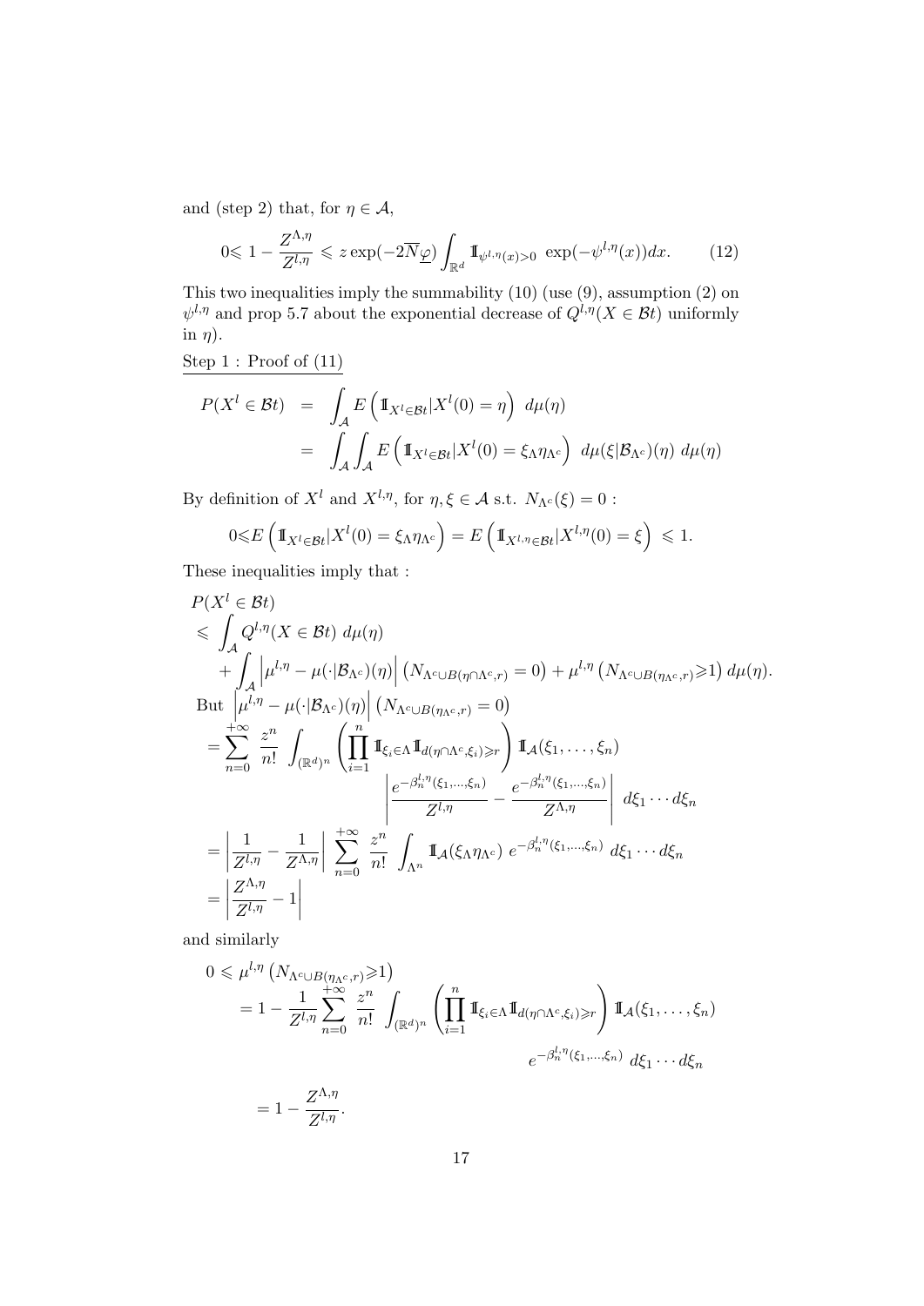and (step 2) that, for $\eta \in \mathcal{A}$,

$$0\leqslant 1 - \frac{Z^{\Lambda,\eta}}{Z^{l,\eta}} \leqslant z \exp(-2\overline{N}\underline{\varphi}) \int_{\mathbb{R}^d} \mathbb{1}_{\psi^{l,\eta}(x)>0} \ \exp(-\psi^{l,\eta}(x))dx. \qquad (12)$$

This two inequalities imply the summability (10) (use (9), assumption (2) on $\psi^{l,\eta}$ and prop 5.7 about the exponential decrease of $Q^{l,\eta}(X \in \mathcal{B}t)$ uniformly in $\eta$).

Step 1 : Proof of (11)

$$\begin{aligned} P(X^l \in \mathcal{B}t) &= \int_{\mathcal{A}} E\left(\mathbb{1}_{X^l\in\mathcal{B}t}|X^l(0)=\eta\right) \ d\mu(\eta) \\ &= \int_{\mathcal{A}}\int_{\mathcal{A}} E\left(\mathbb{1}_{X^l\in\mathcal{B}t}|X^l(0)=\xi_\Lambda\eta_{\Lambda^c}\right) \ d\mu(\xi|\mathcal{B}_{\Lambda^c})(\eta) \ d\mu(\eta) \end{aligned}$$

By definition of $X^l$ and $X^{l,\eta}$, for $\eta, \xi \in \mathcal{A}$ s.t. $N_{\Lambda^c}(\xi) = 0$ :

$$0\leqslant E\left(\mathbb{1}_{X^l\in\mathcal{B}t}|X^l(0)=\xi_\Lambda\eta_{\Lambda^c}\right) = E\left(\mathbb{1}_{X^{l,\eta}\in\mathcal{B}t}|X^{l,\eta}(0)=\xi\right) \leqslant 1.$$

These inequalities imply that :

$$\begin{aligned} & P(X^l \in \mathcal{B}t) \\ & \leqslant \int_{\mathcal{A}} Q^{l,\eta}(X\in\mathcal{B}t) \ d\mu(\eta) \\ & \quad + \int_{\mathcal{A}} \left|\mu^{l,\eta} - \mu(\cdot|\mathcal{B}_{\Lambda^c})(\eta)\right| \left(N_{\Lambda^c\cup B(\eta\cap\Lambda^c,r)}=0\right) + \mu^{l,\eta}\left(N_{\Lambda^c\cup B(\eta_{\Lambda^c},r)}\geqslant 1\right) d\mu(\eta). \\ & \text{But } \left|\mu^{l,\eta} - \mu(\cdot|\mathcal{B}_{\Lambda^c})(\eta)\right| \left(N_{\Lambda^c\cup B(\eta_{\Lambda^c},r)}=0\right) \\ & = \sum_{n=0}^{+\infty} \frac{z^n}{n!} \int_{(\mathbb{R}^d)^n} \left(\prod_{i=1}^n \mathbb{1}_{\xi_i\in\Lambda}\mathbb{1}_{d(\eta\cap\Lambda^c,\xi_i)\geqslant r}\right) \mathbb{1}_{\mathcal{A}}(\xi_1,\ldots,\xi_n) \\ & \qquad\qquad \left|\frac{e^{-\beta_n^{l,\eta}(\xi_1,\ldots,\xi_n)}}{Z^{l,\eta}} - \frac{e^{-\beta_n^{l,\eta}(\xi_1,\ldots,\xi_n)}}{Z^{\Lambda,\eta}}\right| \ d\xi_1\cdots d\xi_n \\ & = \left|\frac{1}{Z^{l,\eta}} - \frac{1}{Z^{\Lambda,\eta}}\right| \sum_{n=0}^{+\infty} \frac{z^n}{n!} \int_{\Lambda^n} \mathbb{1}_{\mathcal{A}}(\xi_\Lambda\eta_{\Lambda^c}) \ e^{-\beta_n^{l,\eta}(\xi_1,\ldots,\xi_n)} \ d\xi_1\cdots d\xi_n \\ & = \left|\frac{Z^{\Lambda,\eta}}{Z^{l,\eta}} - 1\right| \end{aligned}$$

and similarly

$$\begin{aligned} 0 &\leqslant \mu^{l,\eta}\left(N_{\Lambda^c\cup B(\eta_{\Lambda^c},r)}\geqslant 1\right) \\ &= 1 - \frac{1}{Z^{l,\eta}}\sum_{n=0}^{+\infty} \frac{z^n}{n!} \int_{(\mathbb{R}^d)^n} \left(\prod_{i=1}^n \mathbb{1}_{\xi_i\in\Lambda}\mathbb{1}_{d(\eta\cap\Lambda^c,\xi_i)\geqslant r}\right) \mathbb{1}_{\mathcal{A}}(\xi_1,\ldots,\xi_n) \\ &\qquad\qquad e^{-\beta_n^{l,\eta}(\xi_1,\ldots,\xi_n)} \ d\xi_1\cdots d\xi_n \\ &= 1 - \frac{Z^{\Lambda,\eta}}{Z^{l,\eta}}. \end{aligned}$$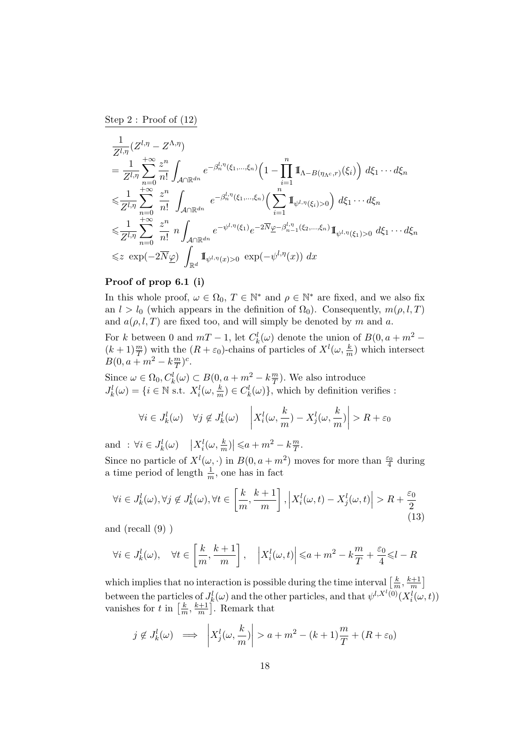Step 2 : Proof of (12)

$$
\begin{aligned}
&\frac{1}{Z^{l,\eta}}(Z^{l,\eta}-Z^{\Lambda,\eta})\\
&=\frac{1}{Z^{l,\eta}}\sum_{n=0}^{+\infty}\frac{z^n}{n!}\int_{\mathcal{A}\cap\mathbb{R}^{dn}} e^{-\beta_n^{l,\eta}(\xi_1,\ldots,\xi_n)}\Big(1-\prod_{i=1}^n \mathbb{1}_{\Lambda-B(\eta_{\Lambda^c},r)}(\xi_i)\Big)\ d\xi_1\cdots d\xi_n\\
&\leqslant\frac{1}{Z^{l,\eta}}\sum_{n=0}^{+\infty}\frac{z^n}{n!}\ \int_{\mathcal{A}\cap\mathbb{R}^{dn}} e^{-\beta_n^{l,\eta}(\xi_1,\ldots,\xi_n)}\Big(\sum_{i=1}^n \mathbb{1}_{\psi^{l,\eta}(\xi_i)>0}\Big)\ d\xi_1\cdots d\xi_n\\
&\leqslant\frac{1}{Z^{l,\eta}}\sum_{n=0}^{+\infty}\frac{z^n}{n!}\ n\int_{\mathcal{A}\cap\mathbb{R}^{dn}} e^{-\psi^{l,\eta}(\xi_1)}e^{-2\overline{N}\underline{\varphi}-\beta_{n-1}^{l,\eta}(\xi_2,\ldots,\xi_n)}\mathbb{1}_{\psi^{l,\eta}(\xi_1)>0}\ d\xi_1\cdots d\xi_n\\
&\leqslant z\ \exp(-2\overline{N}\underline{\varphi})\ \int_{\mathbb{R}^d}\mathbb{1}_{\psi^{l,\eta}(x)>0}\ \exp(-\psi^{l,\eta}(x))\ dx
\end{aligned}
$$

**Proof of prop 6.1 (i)**

In this whole proof, $\omega\in\Omega_0$, $T\in\mathbb{N}^*$ and $\rho\in\mathbb{N}^*$ are fixed, and we also fix an $l>l_0$ (which appears in the definition of $\Omega_0$). Consequently, $m(\rho,l,T)$ and $a(\rho,l,T)$ are fixed too, and will simply be denoted by $m$ and $a$.

For $k$ between 0 and $mT-1$, let $C_k^l(\omega)$ denote the union of $B(0,a+m^2-(k+1)\frac{m}{T})$ with the $(R+\varepsilon_0)$-chains of particles of $X^l(\omega,\frac{k}{m})$ which intersect $B(0,a+m^2-k\frac{m}{T})^c$.

Since $\omega\in\Omega_0, C_k^l(\omega)\subset B(0,a+m^2-k\frac{m}{T})$. We also introduce $J_k^l(\omega)=\{i\in\mathbb{N}\text{ s.t. }X_i^l(\omega,\frac{k}{m})\in C_k^l(\omega)\}$, which by definition verifies :

$$
\forall i\in J_k^l(\omega)\quad\forall j\notin J_k^l(\omega)\quad\left|X_i^l(\omega,\frac{k}{m})-X_j^l(\omega,\frac{k}{m})\right|>R+\varepsilon_0
$$

and $:\forall i\in J_k^l(\omega)\quad\left|X_i^l(\omega,\frac{k}{m})\right|\leqslant a+m^2-k\frac{m}{T}$.

Since no particle of $X^l(\omega,\cdot)$ in $B(0,a+m^2)$ moves for more than $\frac{\varepsilon_0}{4}$ during a time period of length $\frac{1}{m}$, one has in fact

$$
\forall i\in J_k^l(\omega),\forall j\notin J_k^l(\omega),\forall t\in\left[\frac{k}{m},\frac{k+1}{m}\right],\left|X_i^l(\omega,t)-X_j^l(\omega,t)\right|>R+\frac{\varepsilon_0}{2}\tag{13}
$$

and (recall (9) )

$$
\forall i\in J_k^l(\omega),\quad\forall t\in\left[\frac{k}{m},\frac{k+1}{m}\right],\quad\left|X_i^l(\omega,t)\right|\leqslant a+m^2-k\frac{m}{T}+\frac{\varepsilon_0}{4}\leqslant l-R
$$

which implies that no interaction is possible during the time interval $\left[\frac{k}{m},\frac{k+1}{m}\right]$ between the particles of $J_k^l(\omega)$ and the other particles, and that $\psi^{l,X^l(0)}(X_i^l(\omega,t))$ vanishes for $t$ in $\left[\frac{k}{m},\frac{k+1}{m}\right]$. Remark that

$$
j\notin J_k^l(\omega)\implies\left|X_j^l(\omega,\frac{k}{m})\right|>a+m^2-(k+1)\frac{m}{T}+(R+\varepsilon_0)
$$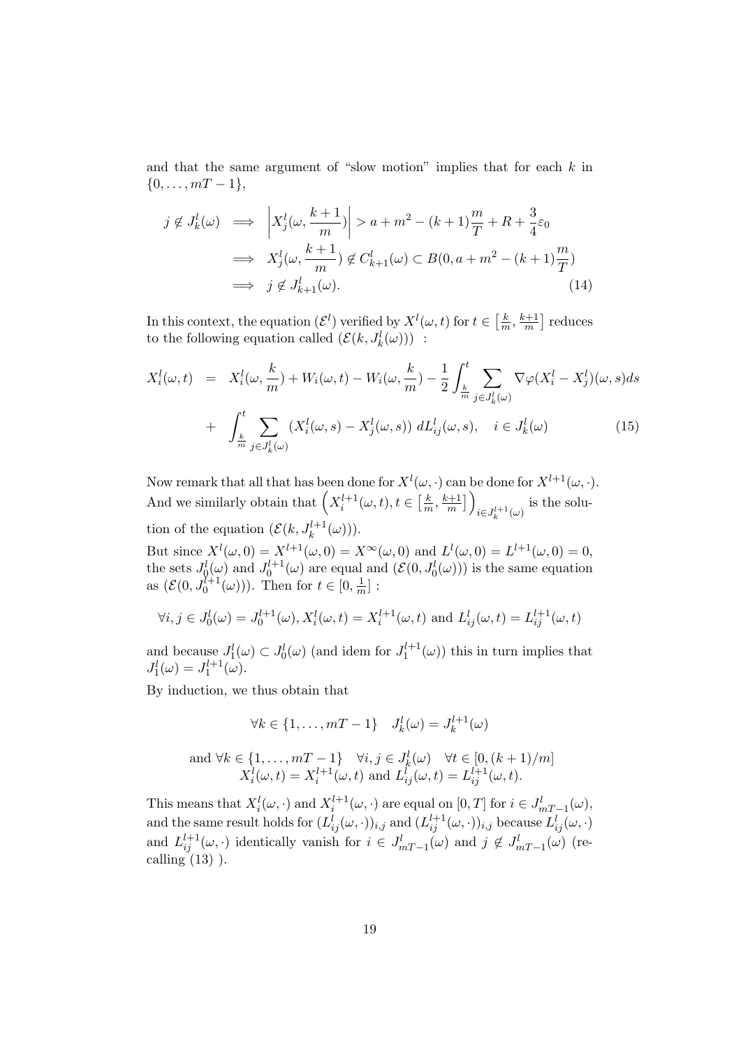and that the same argument of "slow motion" implies that for each $k$ in $\{0, \dots, mT-1\}$,

$$
\begin{aligned}
j \notin J_k^l(\omega) &\implies \left| X_j^l(\omega, \frac{k+1}{m}) \right| > a + m^2 - (k+1)\frac{m}{T} + R + \frac{3}{4}\varepsilon_0 \\
&\implies X_j^l(\omega, \frac{k+1}{m}) \notin C_{k+1}^l(\omega) \subset B(0, a + m^2 - (k+1)\frac{m}{T}) \\
&\implies j \notin J_{k+1}^l(\omega).
\end{aligned} \tag{14}
$$

In this context, the equation $(\mathcal{E}^l)$ verified by $X^l(\omega, t)$ for $t \in \left[\frac{k}{m}, \frac{k+1}{m}\right]$ reduces to the following equation called $(\mathcal{E}(k, J_k^l(\omega)))$ :

$$
\begin{aligned}
X_i^l(\omega, t) &= X_i^l(\omega, \frac{k}{m}) + W_i(\omega, t) - W_i(\omega, \frac{k}{m}) - \frac{1}{2}\int_{\frac{k}{m}}^t \sum_{j \in J_k^l(\omega)} \nabla\varphi(X_i^l - X_j^l)(\omega, s)ds \\
&+ \int_{\frac{k}{m}}^t \sum_{j \in J_k^l(\omega)} (X_i^l(\omega, s) - X_j^l(\omega, s))\, dL_{ij}^l(\omega, s), \quad i \in J_k^l(\omega)
\end{aligned} \tag{15}
$$

Now remark that all that has been done for $X^l(\omega, \cdot)$ can be done for $X^{l+1}(\omega, \cdot)$. And we similarly obtain that $\left(X_i^{l+1}(\omega, t), t \in \left[\frac{k}{m}, \frac{k+1}{m}\right]\right)_{i \in J_k^{l+1}(\omega)}$ is the solution of the equation $(\mathcal{E}(k, J_k^{l+1}(\omega)))$.

But since $X^l(\omega, 0) = X^{l+1}(\omega, 0) = X^\infty(\omega, 0)$ and $L^l(\omega, 0) = L^{l+1}(\omega, 0) = 0$, the sets $J_0^l(\omega)$ and $J_0^{l+1}(\omega)$ are equal and $(\mathcal{E}(0, J_0^l(\omega)))$ is the same equation as $(\mathcal{E}(0, J_0^{l+1}(\omega)))$. Then for $t \in [0, \frac{1}{m}]$ :

$$
\forall i, j \in J_0^l(\omega) = J_0^{l+1}(\omega), X_i^l(\omega, t) = X_i^{l+1}(\omega, t) \text{ and } L_{ij}^l(\omega, t) = L_{ij}^{l+1}(\omega, t)
$$

and because $J_1^l(\omega) \subset J_0^l(\omega)$ (and idem for $J_1^{l+1}(\omega)$) this in turn implies that $J_1^l(\omega) = J_1^{l+1}(\omega)$.

By induction, we thus obtain that

$$
\forall k \in \{1, \dots, mT-1\} \quad J_k^l(\omega) = J_k^{l+1}(\omega)
$$

$$
\begin{gathered}
\text{and } \forall k \in \{1, \dots, mT-1\} \quad \forall i, j \in J_k^l(\omega) \quad \forall t \in [0, (k+1)/m] \\
X_i^l(\omega, t) = X_i^{l+1}(\omega, t) \text{ and } L_{ij}^l(\omega, t) = L_{ij}^{l+1}(\omega, t).
\end{gathered}
$$

This means that $X_i^l(\omega, \cdot)$ and $X_i^{l+1}(\omega, \cdot)$ are equal on $[0, T]$ for $i \in J_{mT-1}^l(\omega)$, and the same result holds for $(L_{ij}^l(\omega, \cdot))_{i,j}$ and $(L_{ij}^{l+1}(\omega, \cdot))_{i,j}$ because $L_{ij}^l(\omega, \cdot)$ and $L_{ij}^{l+1}(\omega, \cdot)$ identically vanish for $i \in J_{mT-1}^l(\omega)$ and $j \notin J_{mT-1}^l(\omega)$ (recalling (13) ).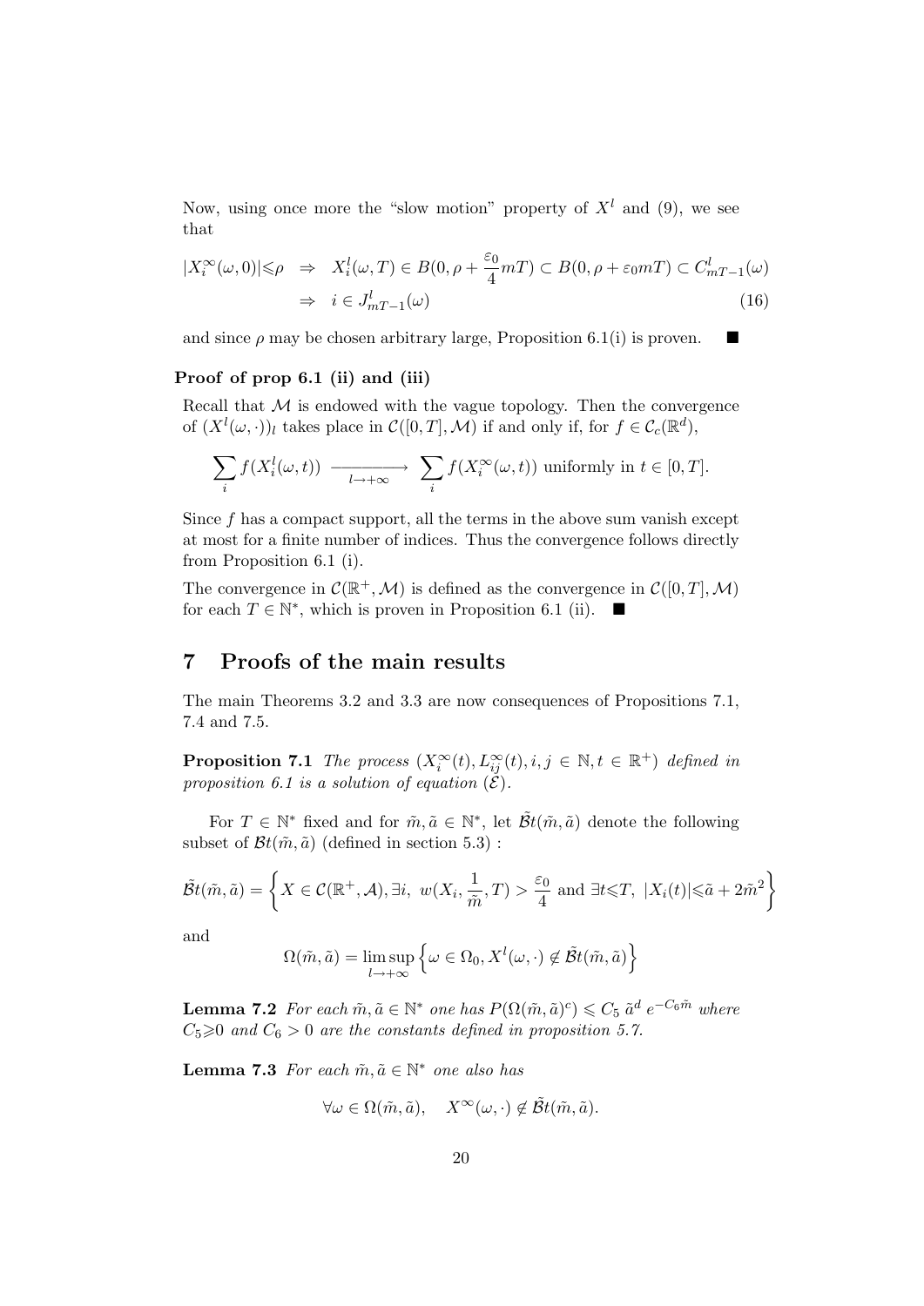Now, using once more the "slow motion" property of $X^l$ and (9), we see that

$$
\begin{aligned}
|X_i^\infty(\omega,0)|\leqslant\rho \;&\Rightarrow\; X_i^l(\omega,T)\in B(0,\rho+\frac{\varepsilon_0}{4}mT)\subset B(0,\rho+\varepsilon_0 mT)\subset C^l_{mT-1}(\omega)\\
&\Rightarrow\; i\in J^l_{mT-1}(\omega)
\end{aligned}
\tag{16}
$$

and since $\rho$ may be chosen arbitrary large, Proposition 6.1(i) is proven. ■

**Proof of prop 6.1 (ii) and (iii)**

Recall that $\mathcal{M}$ is endowed with the vague topology. Then the convergence of $(X^l(\omega,\cdot))_l$ takes place in $\mathcal{C}([0,T],\mathcal{M})$ if and only if, for $f\in\mathcal{C}_c(\mathbb{R}^d)$,

$$
\sum_i f(X_i^l(\omega,t)) \xrightarrow[l\to+\infty]{} \sum_i f(X_i^\infty(\omega,t)) \text{ uniformly in } t\in[0,T].
$$

Since $f$ has a compact support, all the terms in the above sum vanish except at most for a finite number of indices. Thus the convergence follows directly from Proposition 6.1 (i).

The convergence in $\mathcal{C}(\mathbb{R}^+,\mathcal{M})$ is defined as the convergence in $\mathcal{C}([0,T],\mathcal{M})$ for each $T\in\mathbb{N}^*$, which is proven in Proposition 6.1 (ii). ■

# 7 Proofs of the main results

The main Theorems 3.2 and 3.3 are now consequences of Propositions 7.1, 7.4 and 7.5.

**Proposition 7.1** *The process $(X_i^\infty(t), L_{ij}^\infty(t), i,j\in\mathbb{N}, t\in\mathbb{R}^+)$ defined in proposition 6.1 is a solution of equation $(\mathcal{E})$.*

For $T\in\mathbb{N}^*$ fixed and for $\tilde m,\tilde a\in\mathbb{N}^*$, let $\tilde{\mathcal{B}}t(\tilde m,\tilde a)$ denote the following subset of $\mathcal{B}t(\tilde m,\tilde a)$ (defined in section 5.3) :

$$
\tilde{\mathcal{B}}t(\tilde m,\tilde a)=\left\{X\in\mathcal{C}(\mathbb{R}^+,\mathcal{A}), \exists i,\; w(X_i,\frac{1}{\tilde m},T)>\frac{\varepsilon_0}{4} \text{ and } \exists t\leqslant T,\; |X_i(t)|\leqslant\tilde a+2\tilde m^2\right\}
$$

and

$$
\Omega(\tilde m,\tilde a)=\limsup_{l\to+\infty}\left\{\omega\in\Omega_0, X^l(\omega,\cdot)\notin\tilde{\mathcal{B}}t(\tilde m,\tilde a)\right\}
$$

**Lemma 7.2** *For each $\tilde m,\tilde a\in\mathbb{N}^*$ one has $P(\Omega(\tilde m,\tilde a)^c)\leqslant C_5\,\tilde a^d\,e^{-C_6\tilde m}$ where $C_5\geqslant 0$ and $C_6>0$ are the constants defined in proposition 5.7.*

**Lemma 7.3** *For each $\tilde m,\tilde a\in\mathbb{N}^*$ one also has*

$$
\forall\omega\in\Omega(\tilde m,\tilde a),\quad X^\infty(\omega,\cdot)\notin\tilde{\mathcal{B}}t(\tilde m,\tilde a).
$$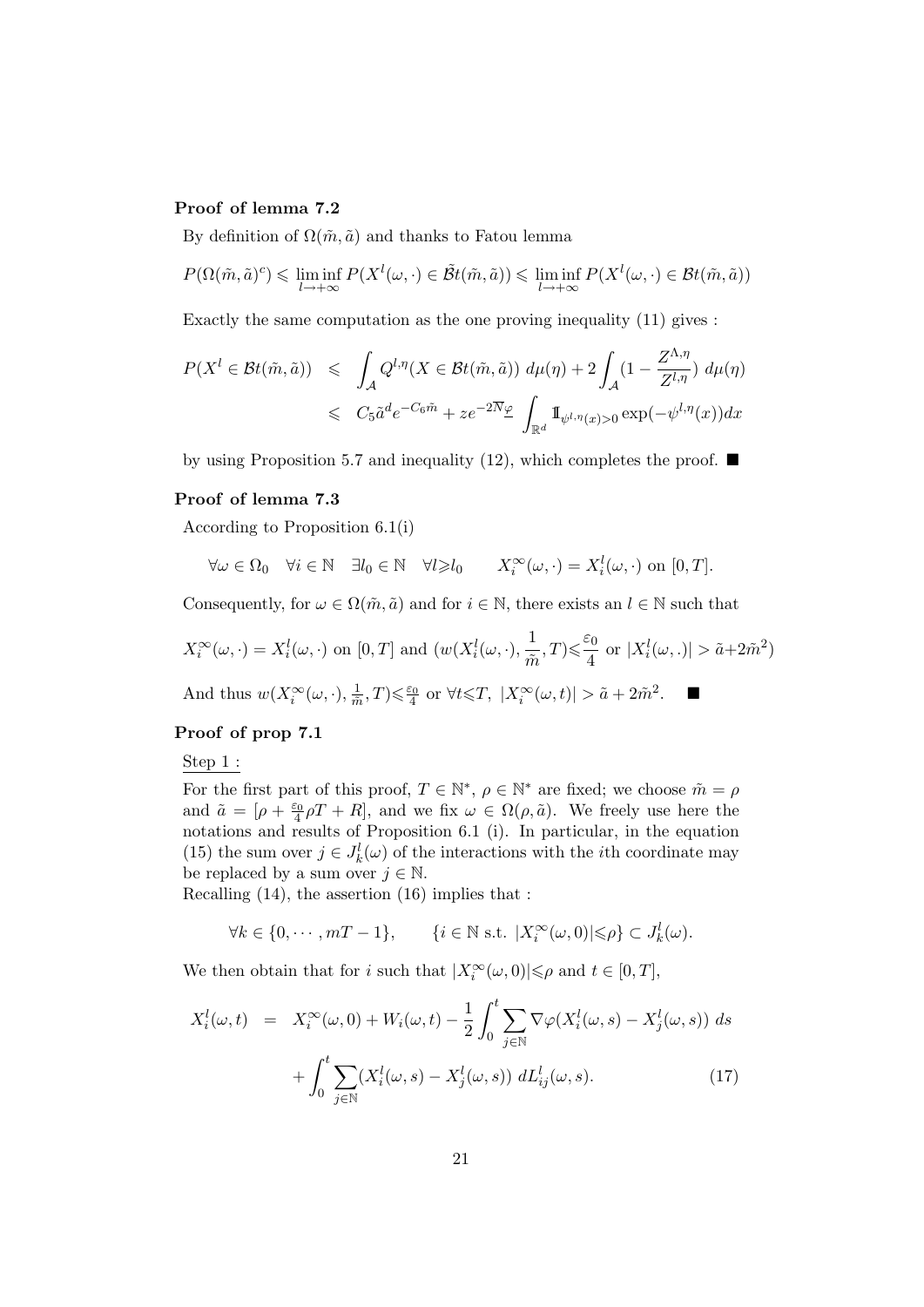**Proof of lemma 7.2**

By definition of $\Omega(\tilde{m},\tilde{a})$ and thanks to Fatou lemma

$$P(\Omega(\tilde{m},\tilde{a})^c) \leqslant \liminf_{l\to+\infty} P(X^l(\omega,\cdot)\in \tilde{\mathcal{B}t}(\tilde{m},\tilde{a})) \leqslant \liminf_{l\to+\infty} P(X^l(\omega,\cdot)\in \mathcal{B}t(\tilde{m},\tilde{a}))$$

Exactly the same computation as the one proving inequality (11) gives :

$$\begin{aligned} P(X^l \in \mathcal{B}t(\tilde{m},\tilde{a})) &\leqslant \int_{\mathcal{A}} Q^{l,\eta}(X\in \mathcal{B}t(\tilde{m},\tilde{a}))\ d\mu(\eta) + 2\int_{\mathcal{A}} (1-\frac{Z^{\Lambda,\eta}}{Z^{l,\eta}})\ d\mu(\eta) \\ &\leqslant C_5 \tilde{a}^d e^{-C_6\tilde{m}} + z e^{-2N\underline{\varphi}} \int_{\mathbb{R}^d} \mathbb{1}_{\psi^{l,\eta}(x)>0} \exp(-\psi^{l,\eta}(x))dx \end{aligned}$$

by using Proposition 5.7 and inequality (12), which completes the proof. ■

**Proof of lemma 7.3**

According to Proposition 6.1(i)

$$\forall \omega\in\Omega_0 \quad \forall i\in\mathbb{N} \quad \exists l_0\in\mathbb{N} \quad \forall l\geqslant l_0 \qquad X_i^\infty(\omega,\cdot) = X_i^l(\omega,\cdot) \text{ on } [0,T].$$

Consequently, for $\omega\in\Omega(\tilde{m},\tilde{a})$ and for $i\in\mathbb{N}$, there exists an $l\in\mathbb{N}$ such that

$$X_i^\infty(\omega,\cdot) = X_i^l(\omega,\cdot) \text{ on } [0,T] \text{ and } (w(X_i^l(\omega,\cdot),\frac{1}{\tilde{m}},T)\leqslant\frac{\varepsilon_0}{4} \text{ or } |X_i^l(\omega,.)| > \tilde{a}+2\tilde{m}^2)$$

And thus $w(X_i^\infty(\omega,\cdot),\frac{1}{\tilde{m}},T)\leqslant\frac{\varepsilon_0}{4}$ or $\forall t\leqslant T,\ |X_i^\infty(\omega,t)| > \tilde{a}+2\tilde{m}^2$. ■

**Proof of prop 7.1**

Step 1 :

For the first part of this proof, $T\in\mathbb{N}^*$, $\rho\in\mathbb{N}^*$ are fixed; we choose $\tilde{m}=\rho$ and $\tilde{a} = [\rho + \frac{\varepsilon_0}{4}\rho T + R]$, and we fix $\omega\in\Omega(\rho,\tilde{a})$. We freely use here the notations and results of Proposition 6.1 (i). In particular, in the equation (15) the sum over $j\in J_k^l(\omega)$ of the interactions with the $i$th coordinate may be replaced by a sum over $j\in\mathbb{N}$.
Recalling (14), the assertion (16) implies that :

$$\forall k\in\{0,\cdots,mT-1\}, \qquad \{i\in\mathbb{N} \text{ s.t. } |X_i^\infty(\omega,0)|\leqslant\rho\} \subset J_k^l(\omega).$$

We then obtain that for $i$ such that $|X_i^\infty(\omega,0)|\leqslant\rho$ and $t\in[0,T]$,

$$\begin{aligned} X_i^l(\omega,t) &= X_i^\infty(\omega,0) + W_i(\omega,t) - \frac{1}{2}\int_0^t \sum_{j\in\mathbb{N}} \nabla\varphi(X_i^l(\omega,s)-X_j^l(\omega,s))\ ds \\ &\quad + \int_0^t \sum_{j\in\mathbb{N}} (X_i^l(\omega,s)-X_j^l(\omega,s))\ dL_{ij}^l(\omega,s). \qquad (17) \end{aligned}$$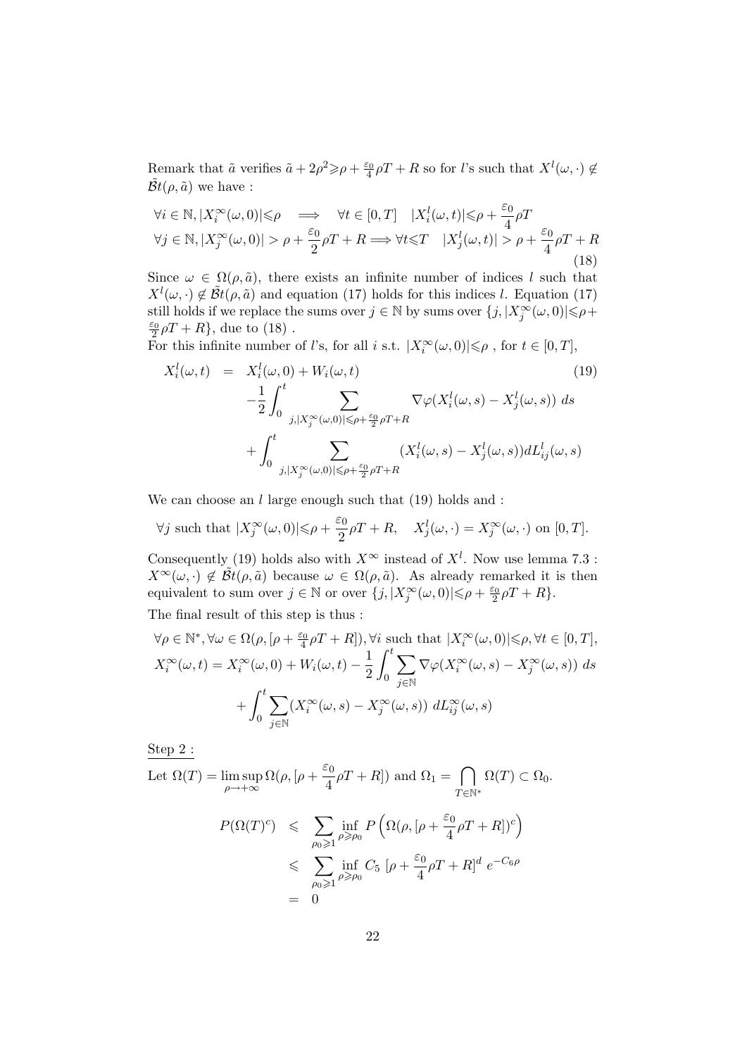Remark that $\tilde{a}$ verifies $\tilde{a}+2\rho^2 \geqslant \rho + \frac{\varepsilon_0}{4}\rho T + R$ so for $l$'s such that $X^l(\omega,\cdot) \notin \tilde{\mathcal{B}}t(\rho,\tilde{a})$ we have :

$$
\begin{aligned}
&\forall i \in \mathbb{N}, |X_i^\infty(\omega,0)| \leqslant \rho \quad \Longrightarrow \quad \forall t \in [0,T] \quad |X_i^l(\omega,t)| \leqslant \rho + \frac{\varepsilon_0}{4}\rho T \\
&\forall j \in \mathbb{N}, |X_j^\infty(\omega,0)| > \rho + \frac{\varepsilon_0}{2}\rho T + R \Longrightarrow \forall t \leqslant T \quad |X_j^l(\omega,t)| > \rho + \frac{\varepsilon_0}{4}\rho T + R
\end{aligned}
\tag{18}
$$

Since $\omega \in \Omega(\rho,\tilde{a})$, there exists an infinite number of indices $l$ such that $X^l(\omega,\cdot) \notin \tilde{\mathcal{B}}t(\rho,\tilde{a})$ and equation (17) holds for this indices $l$. Equation (17) still holds if we replace the sums over $j \in \mathbb{N}$ by sums over $\{j, |X_j^\infty(\omega,0)| \leqslant \rho + \frac{\varepsilon_0}{2}\rho T + R\}$, due to (18) .

For this infinite number of $l$'s, for all $i$ s.t. $|X_i^\infty(\omega,0)| \leqslant \rho$ , for $t \in [0,T]$,

$$
\begin{aligned}
X_i^l(\omega,t) &= X_i^l(\omega,0) + W_i(\omega,t) \\
&\quad -\frac{1}{2}\int_0^t \sum_{j,|X_j^\infty(\omega,0)| \leqslant \rho + \frac{\varepsilon_0}{2}\rho T + R} \nabla\varphi(X_i^l(\omega,s) - X_j^l(\omega,s))\, ds \\
&\quad + \int_0^t \sum_{j,|X_j^\infty(\omega,0)| \leqslant \rho + \frac{\varepsilon_0}{2}\rho T + R} (X_i^l(\omega,s) - X_j^l(\omega,s)) dL_{ij}^l(\omega,s)
\end{aligned}
\tag{19}
$$

We can choose an $l$ large enough such that (19) holds and :

$$
\forall j \text{ such that } |X_j^\infty(\omega,0)| \leqslant \rho + \frac{\varepsilon_0}{2}\rho T + R, \quad X_j^l(\omega,\cdot) = X_j^\infty(\omega,\cdot) \text{ on } [0,T].
$$

Consequently (19) holds also with $X^\infty$ instead of $X^l$. Now use lemma 7.3 : $X^\infty(\omega,\cdot) \notin \tilde{\mathcal{B}}t(\rho,\tilde{a})$ because $\omega \in \Omega(\rho,\tilde{a})$. As already remarked it is then equivalent to sum over $j \in \mathbb{N}$ or over $\{j, |X_j^\infty(\omega,0)| \leqslant \rho + \frac{\varepsilon_0}{2}\rho T + R\}$.

The final result of this step is thus :

$$
\begin{aligned}
&\forall \rho \in \mathbb{N}^*, \forall \omega \in \Omega(\rho, [\rho + \tfrac{\varepsilon_0}{4}\rho T + R]), \forall i \text{ such that } |X_i^\infty(\omega,0)| \leqslant \rho, \forall t \in [0,T], \\
&X_i^\infty(\omega,t) = X_i^\infty(\omega,0) + W_i(\omega,t) - \frac{1}{2}\int_0^t \sum_{j \in \mathbb{N}} \nabla\varphi(X_i^\infty(\omega,s) - X_j^\infty(\omega,s))\, ds \\
&\qquad + \int_0^t \sum_{j \in \mathbb{N}} (X_i^\infty(\omega,s) - X_j^\infty(\omega,s))\, dL_{ij}^\infty(\omega,s)
\end{aligned}
$$

Step 2 :

Let $\Omega(T) = \limsup_{\rho \to +\infty} \Omega(\rho, [\rho + \frac{\varepsilon_0}{4}\rho T + R])$ and $\Omega_1 = \bigcap_{T \in \mathbb{N}^*} \Omega(T) \subset \Omega_0$.

$$
\begin{aligned}
P(\Omega(T)^c) &\leqslant \sum_{\rho_0 \geqslant 1} \inf_{\rho \geqslant \rho_0} P\left(\Omega(\rho, [\rho + \frac{\varepsilon_0}{4}\rho T + R])^c\right) \\
&\leqslant \sum_{\rho_0 \geqslant 1} \inf_{\rho \geqslant \rho_0} C_5\, [\rho + \frac{\varepsilon_0}{4}\rho T + R]^d\, e^{-C_6 \rho} \\
&= 0
\end{aligned}
$$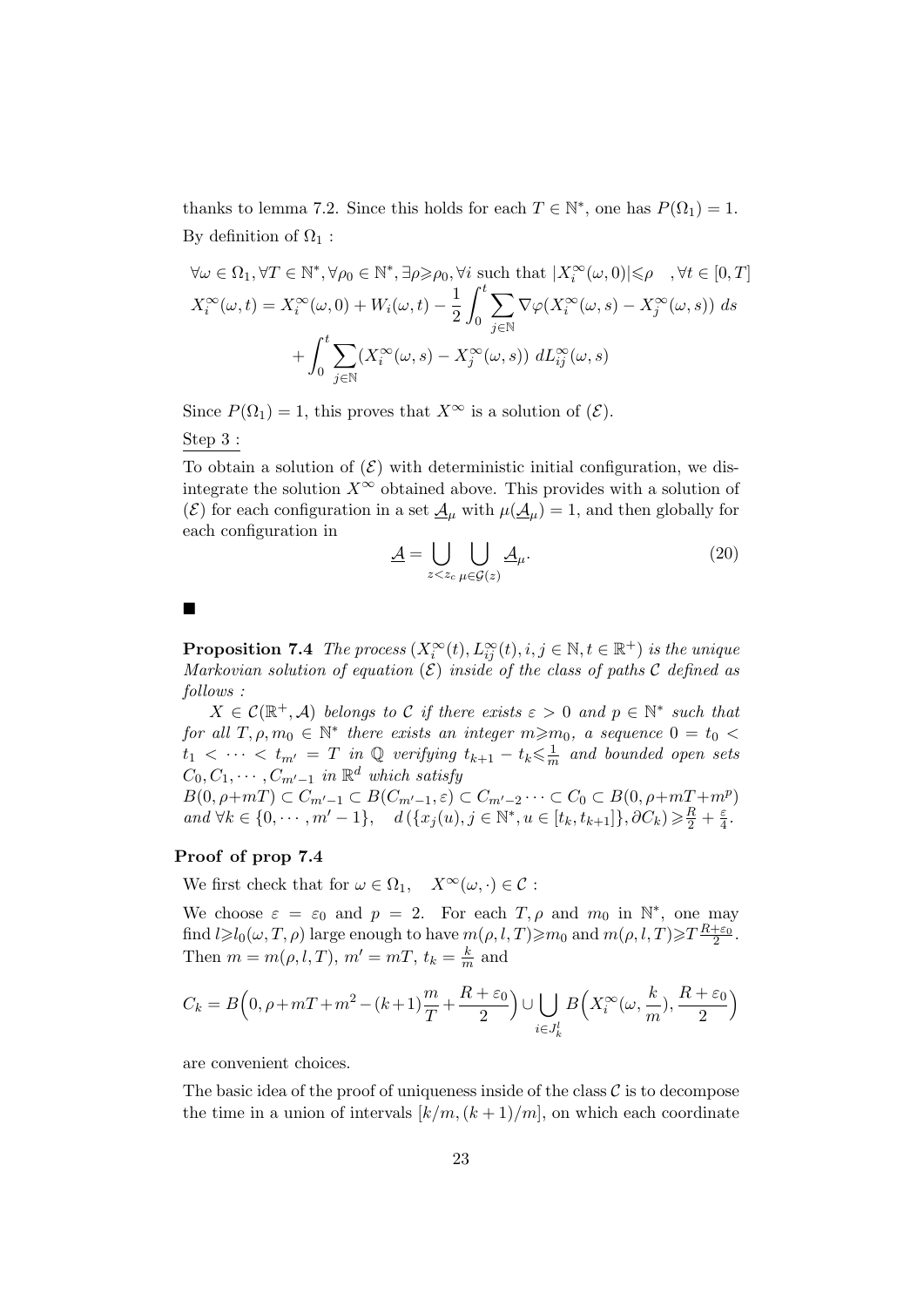thanks to lemma 7.2. Since this holds for each $T \in \mathbb{N}^*$, one has $P(\Omega_1) = 1$. By definition of $\Omega_1$ :

$$\forall \omega \in \Omega_1, \forall T \in \mathbb{N}^*, \forall \rho_0 \in \mathbb{N}^*, \exists \rho \geqslant \rho_0, \forall i \text{ such that } |X_i^\infty(\omega, 0)| \leqslant \rho \quad, \forall t \in [0, T]$$

$$X_i^\infty(\omega, t) = X_i^\infty(\omega, 0) + W_i(\omega, t) - \frac{1}{2} \int_0^t \sum_{j \in \mathbb{N}} \nabla \varphi(X_i^\infty(\omega, s) - X_j^\infty(\omega, s)) \; ds$$

$$+ \int_0^t \sum_{j \in \mathbb{N}} (X_i^\infty(\omega, s) - X_j^\infty(\omega, s)) \; dL_{ij}^\infty(\omega, s)$$

Since $P(\Omega_1) = 1$, this proves that $X^\infty$ is a solution of $(\mathcal{E})$.

Step 3 :

To obtain a solution of $(\mathcal{E})$ with deterministic initial configuration, we disintegrate the solution $X^\infty$ obtained above. This provides with a solution of $(\mathcal{E})$ for each configuration in a set $\underline{\mathcal{A}}_\mu$ with $\mu(\underline{\mathcal{A}}_\mu) = 1$, and then globally for each configuration in

$$\underline{\mathcal{A}} = \bigcup_{z < z_c} \bigcup_{\mu \in \mathcal{G}(z)} \underline{\mathcal{A}}_\mu. \tag{20}$$

■

**Proposition 7.4** *The process $(X_i^\infty(t), L_{ij}^\infty(t), i, j \in \mathbb{N}, t \in \mathbb{R}^+)$ is the unique Markovian solution of equation $(\mathcal{E})$ inside of the class of paths $\mathcal{C}$ defined as follows :*

*$X \in \mathcal{C}(\mathbb{R}^+, \mathcal{A})$ belongs to $\mathcal{C}$ if there exists $\varepsilon > 0$ and $p \in \mathbb{N}^*$ such that for all $T, \rho, m_0 \in \mathbb{N}^*$ there exists an integer $m \geqslant m_0$, a sequence $0 = t_0 < t_1 < \cdots < t_{m'} = T$ in $\mathbb{Q}$ verifying $t_{k+1} - t_k \leqslant \frac{1}{m}$ and bounded open sets $C_0, C_1, \cdots, C_{m'-1}$ in $\mathbb{R}^d$ which satisfy*
*$B(0, \rho + mT) \subset C_{m'-1} \subset B(C_{m'-1}, \varepsilon) \subset C_{m'-2} \cdots \subset C_0 \subset B(0, \rho + mT + m^p)$ and $\forall k \in \{0, \cdots, m'-1\}, \quad d\left(\{x_j(u), j \in \mathbb{N}^*, u \in [t_k, t_{k+1}]\}, \partial C_k\right) \geqslant \frac{R}{2} + \frac{\varepsilon}{4}$.*

#### Proof of prop 7.4

We first check that for $\omega \in \Omega_1, \quad X^\infty(\omega, \cdot) \in \mathcal{C}$ :

We choose $\varepsilon = \varepsilon_0$ and $p = 2$. For each $T, \rho$ and $m_0$ in $\mathbb{N}^*$, one may find $l \geqslant l_0(\omega, T, \rho)$ large enough to have $m(\rho, l, T) \geqslant m_0$ and $m(\rho, l, T) \geqslant T \frac{R + \varepsilon_0}{2}$. Then $m = m(\rho, l, T)$, $m' = mT$, $t_k = \frac{k}{m}$ and

$$C_k = B\Big(0, \rho + mT + m^2 - (k+1)\frac{m}{T} + \frac{R + \varepsilon_0}{2}\Big) \cup \bigcup_{i \in J_k^l} B\Big(X_i^\infty(\omega, \frac{k}{m}), \frac{R + \varepsilon_0}{2}\Big)$$

are convenient choices.

The basic idea of the proof of uniqueness inside of the class $\mathcal{C}$ is to decompose the time in a union of intervals $[k/m, (k+1)/m]$, on which each coordinate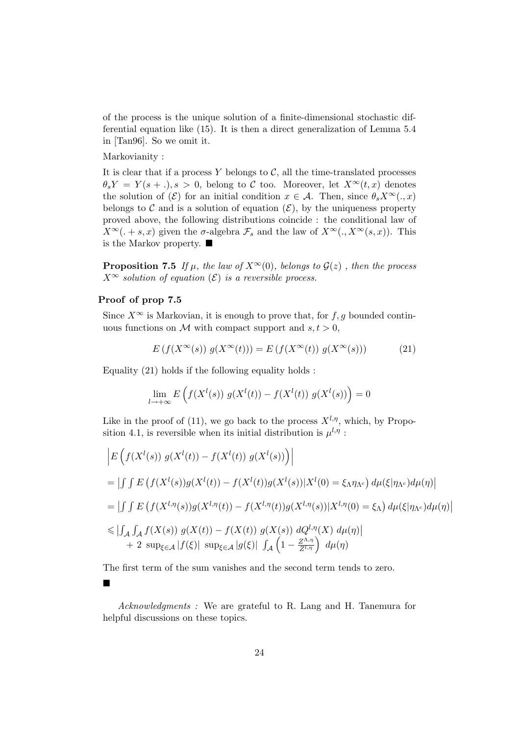of the process is the unique solution of a finite-dimensional stochastic differential equation like (15). It is then a direct generalization of Lemma 5.4 in [Tan96]. So we omit it.

Markovianity :

It is clear that if a process $Y$ belongs to $\mathcal{C}$, all the time-translated processes $\theta_s Y = Y(s+.), s>0$, belong to $\mathcal{C}$ too. Moreover, let $X^\infty(t,x)$ denotes the solution of $(\mathcal{E})$ for an initial condition $x \in \mathcal{A}$. Then, since $\theta_s X^\infty(.,x)$ belongs to $\mathcal{C}$ and is a solution of equation $(\mathcal{E})$, by the uniqueness property proved above, the following distributions coincide : the conditional law of $X^\infty(.+s,x)$ given the $\sigma$-algebra $\mathcal{F}_s$ and the law of $X^\infty(.,X^\infty(s,x))$. This is the Markov property. ■

**Proposition 7.5** *If $\mu$, the law of $X^\infty(0)$, belongs to $\mathcal{G}(z)$ , then the process $X^\infty$ solution of equation $(\mathcal{E})$ is a reversible process.*

**Proof of prop 7.5**

Since $X^\infty$ is Markovian, it is enough to prove that, for $f,g$ bounded continuous functions on $\mathcal{M}$ with compact support and $s,t>0$,

$$E\left(f(X^\infty(s))\; g(X^\infty(t))\right) = E\left(f(X^\infty(t))\; g(X^\infty(s))\right) \tag{21}$$

Equality (21) holds if the following equality holds :

$$\lim_{l\to+\infty} E\left(f(X^l(s))\; g(X^l(t)) - f(X^l(t))\; g(X^l(s))\right) = 0$$

Like in the proof of (11), we go back to the process $X^{l,\eta}$, which, by Proposition 4.1, is reversible when its initial distribution is $\mu^{l,\eta}$ :

$$\begin{aligned}
&\left|E\left(f(X^l(s))\; g(X^l(t)) - f(X^l(t))\; g(X^l(s))\right)\right| \\
&= \left|\int\int E\left(f(X^l(s))g(X^l(t)) - f(X^l(t))g(X^l(s)) | X^l(0) = \xi_\Lambda \eta_{\Lambda^c}\right) d\mu(\xi|\eta_{\Lambda^c}) d\mu(\eta)\right| \\
&= \left|\int\int E\left(f(X^{l,\eta}(s))g(X^{l,\eta}(t)) - f(X^{l,\eta}(t))g(X^{l,\eta}(s)) | X^{l,\eta}(0) = \xi_\Lambda\right) d\mu(\xi|\eta_{\Lambda^c}) d\mu(\eta)\right| \\
&\leqslant \left|\int_{\mathcal{A}}\int_{\mathcal{A}} f(X(s))\; g(X(t)) - f(X(t))\; g(X(s))\; dQ^{l,\eta}(X)\; d\mu(\eta)\right| \\
&\quad + 2\; \sup_{\xi\in\mathcal{A}} |f(\xi)|\; \sup_{\xi\in\mathcal{A}} |g(\xi)|\; \int_{\mathcal{A}} \left(1 - \frac{Z^{\Lambda,\eta}}{Z^{l,\eta}}\right)\; d\mu(\eta)
\end{aligned}$$

The first term of the sum vanishes and the second term tends to zero.

■

*Acknowledgments :* We are grateful to R. Lang and H. Tanemura for helpful discussions on these topics.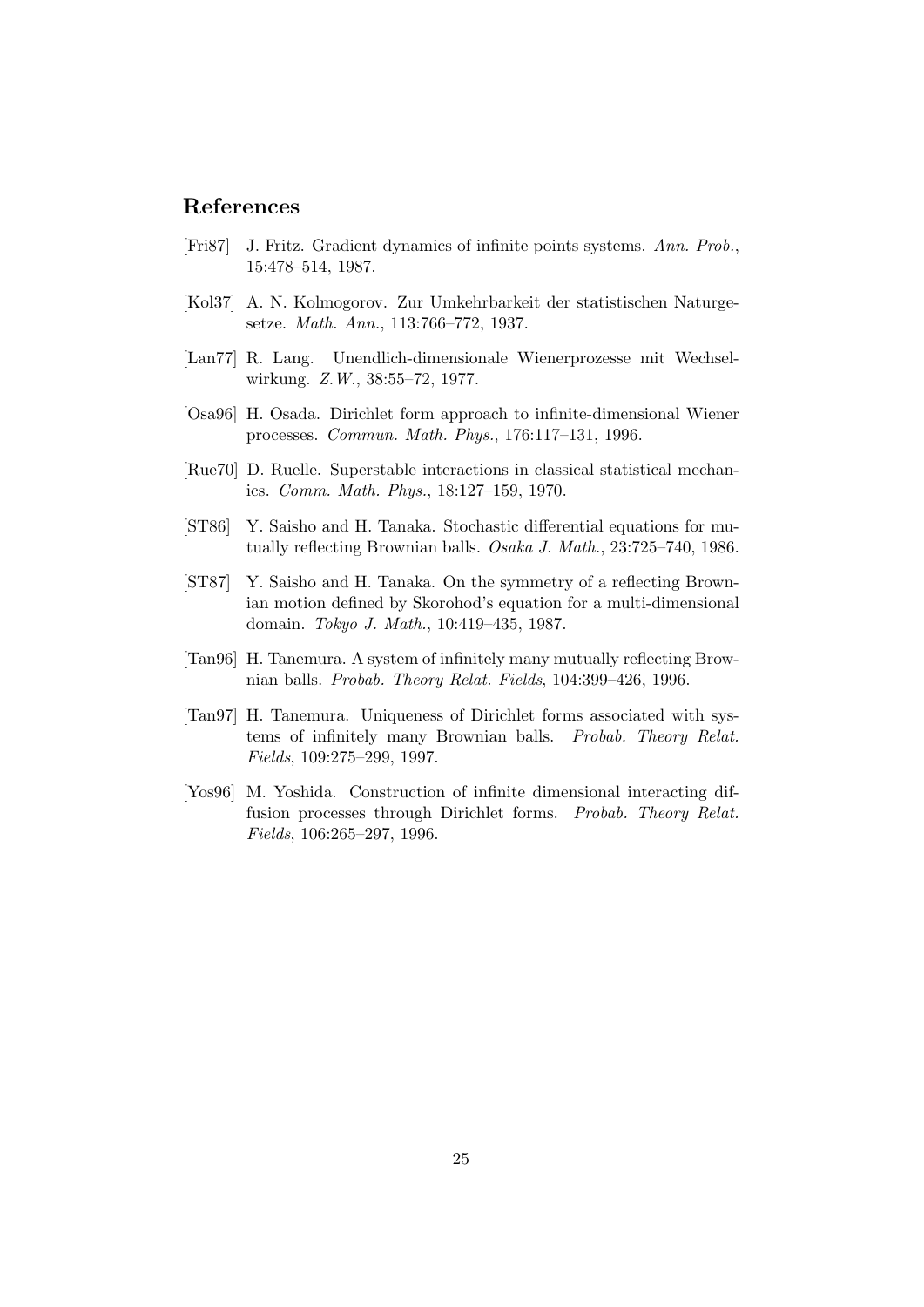## References

[Fri87] J. Fritz. Gradient dynamics of infinite points systems. *Ann. Prob.*, 15:478–514, 1987.

[Kol37] A. N. Kolmogorov. Zur Umkehrbarkeit der statistischen Naturgesetze. *Math. Ann.*, 113:766–772, 1937.

[Lan77] R. Lang. Unendlich-dimensionale Wienerprozesse mit Wechselwirkung. *Z.W.*, 38:55–72, 1977.

[Osa96] H. Osada. Dirichlet form approach to infinite-dimensional Wiener processes. *Commun. Math. Phys.*, 176:117–131, 1996.

[Rue70] D. Ruelle. Superstable interactions in classical statistical mechanics. *Comm. Math. Phys.*, 18:127–159, 1970.

[ST86] Y. Saisho and H. Tanaka. Stochastic differential equations for mutually reflecting Brownian balls. *Osaka J. Math.*, 23:725–740, 1986.

[ST87] Y. Saisho and H. Tanaka. On the symmetry of a reflecting Brownian motion defined by Skorohod's equation for a multi-dimensional domain. *Tokyo J. Math.*, 10:419–435, 1987.

[Tan96] H. Tanemura. A system of infinitely many mutually reflecting Brownian balls. *Probab. Theory Relat. Fields*, 104:399–426, 1996.

[Tan97] H. Tanemura. Uniqueness of Dirichlet forms associated with systems of infinitely many Brownian balls. *Probab. Theory Relat. Fields*, 109:275–299, 1997.

[Yos96] M. Yoshida. Construction of infinite dimensional interacting diffusion processes through Dirichlet forms. *Probab. Theory Relat. Fields*, 106:265–297, 1996.